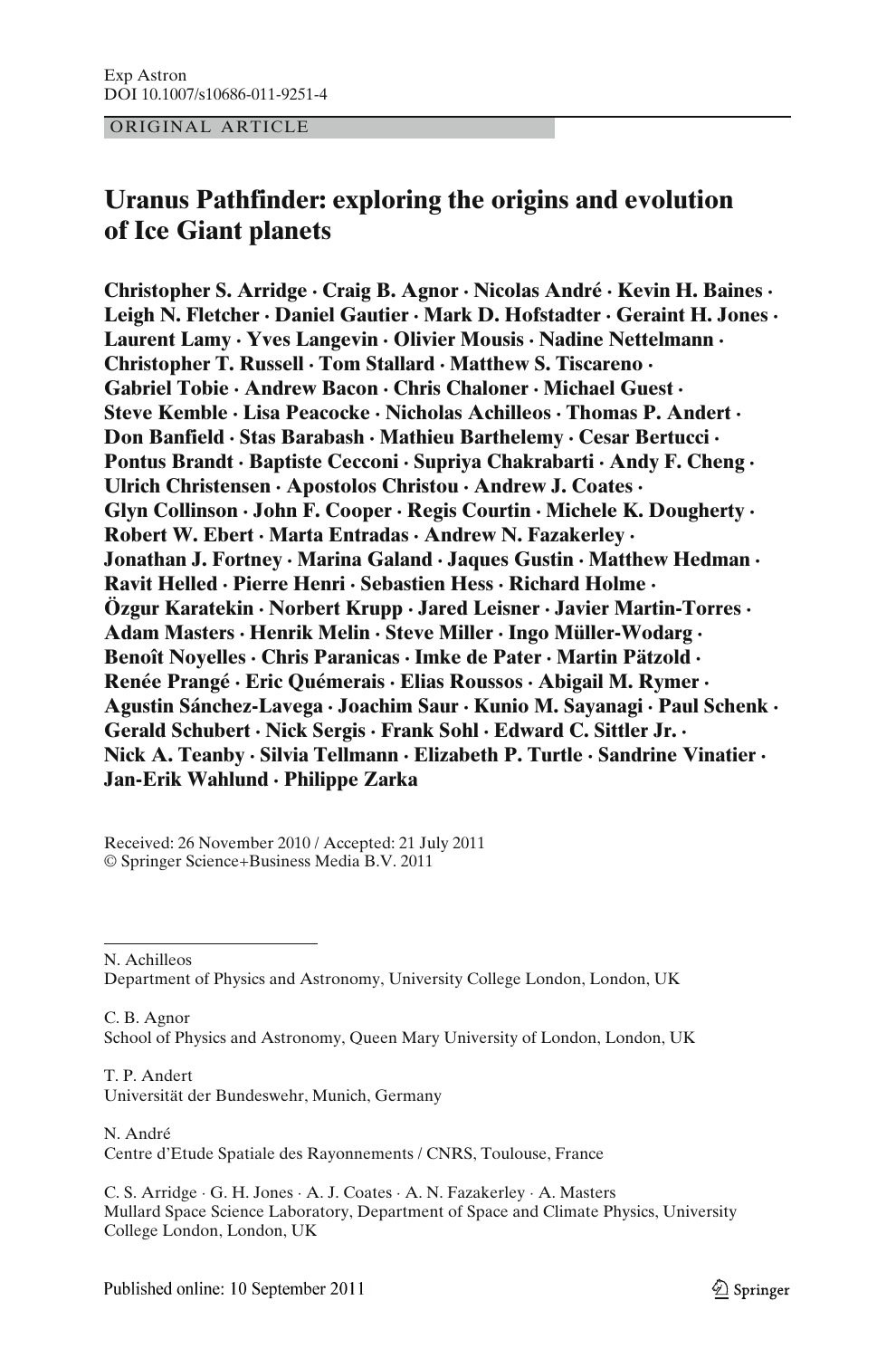Exp Astron
DOI 10.1007/s10686-011-9251-4

ORIGINAL ARTICLE

# Uranus Pathfinder: exploring the origins and evolution of Ice Giant planets

**Christopher S. Arridge · Craig B. Agnor · Nicolas André · Kevin H. Baines · Leigh N. Fletcher · Daniel Gautier · Mark D. Hofstadter · Geraint H. Jones · Laurent Lamy · Yves Langevin · Olivier Mousis · Nadine Nettelmann · Christopher T. Russell · Tom Stallard · Matthew S. Tiscareno · Gabriel Tobie · Andrew Bacon · Chris Chaloner · Michael Guest · Steve Kemble · Lisa Peacocke · Nicholas Achilleos · Thomas P. Andert · Don Banfield · Stas Barabash · Mathieu Barthelemy · Cesar Bertucci · Pontus Brandt · Baptiste Cecconi · Supriya Chakrabarti · Andy F. Cheng · Ulrich Christensen · Apostolos Christou · Andrew J. Coates · Glyn Collinson · John F. Cooper · Regis Courtin · Michele K. Dougherty · Robert W. Ebert · Marta Entradas · Andrew N. Fazakerley · Jonathan J. Fortney · Marina Galand · Jaques Gustin · Matthew Hedman · Ravit Helled · Pierre Henri · Sebastien Hess · Richard Holme · Özgur Karatekin · Norbert Krupp · Jared Leisner · Javier Martin-Torres · Adam Masters · Henrik Melin · Steve Miller · Ingo Müller-Wodarg · Benoît Noyelles · Chris Paranicas · Imke de Pater · Martin Pätzold · Renée Prangé · Eric Quémerais · Elias Roussos · Abigail M. Rymer · Agustin Sánchez-Lavega · Joachim Saur · Kunio M. Sayanagi · Paul Schenk · Gerald Schubert · Nick Sergis · Frank Sohl · Edward C. Sittler Jr. · Nick A. Teanby · Silvia Tellmann · Elizabeth P. Turtle · Sandrine Vinatier · Jan-Erik Wahlund · Philippe Zarka**

Received: 26 November 2010 / Accepted: 21 July 2011
© Springer Science+Business Media B.V. 2011

---

N. Achilleos
Department of Physics and Astronomy, University College London, London, UK

C. B. Agnor
School of Physics and Astronomy, Queen Mary University of London, London, UK

T. P. Andert
Universität der Bundeswehr, Munich, Germany

N. André
Centre d'Etude Spatiale des Rayonnements / CNRS, Toulouse, France

C. S. Arridge · G. H. Jones · A. J. Coates · A. N. Fazakerley · A. Masters
Mullard Space Science Laboratory, Department of Space and Climate Physics, University College London, London, UK

Published online: 10 September 2011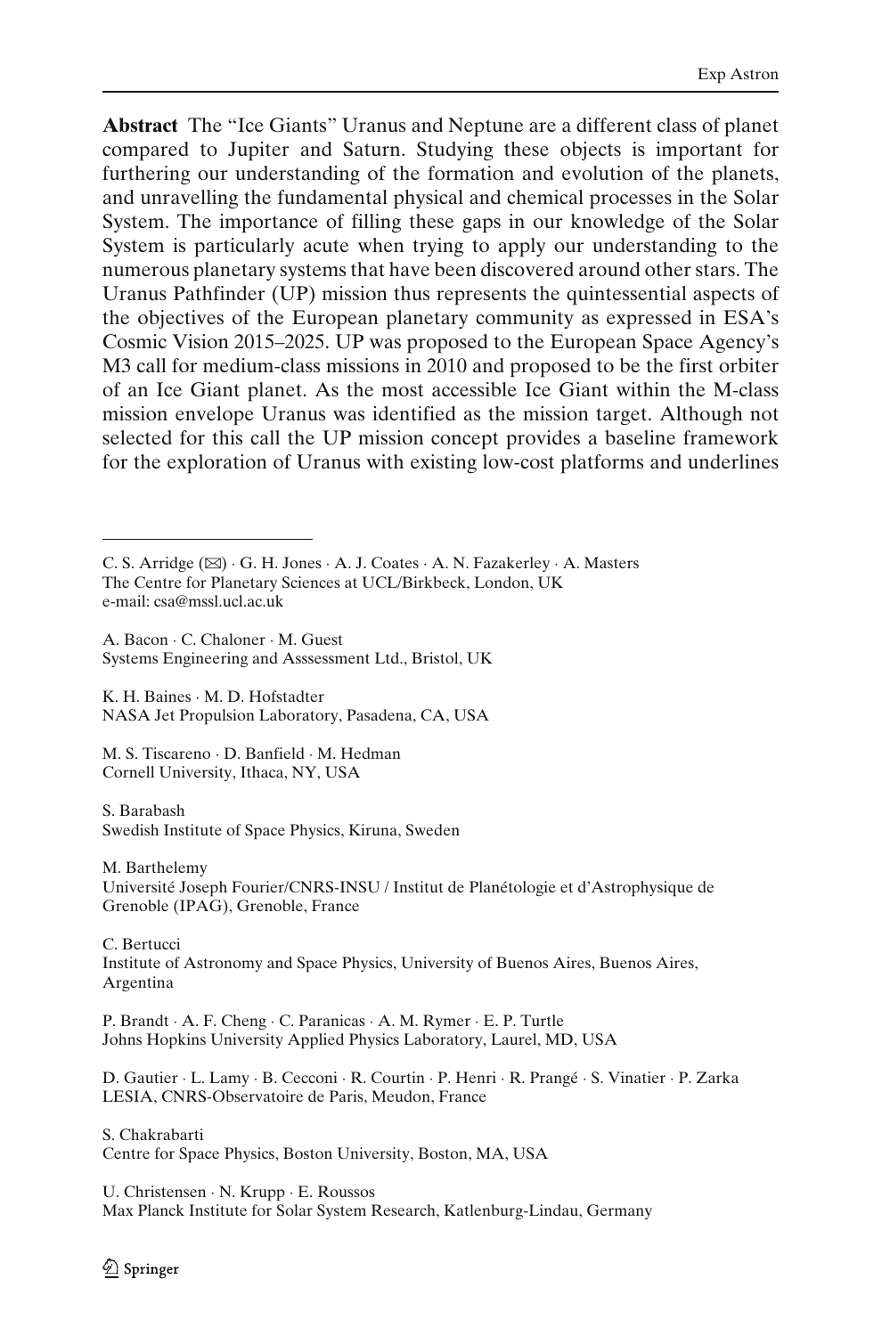**Abstract** The "Ice Giants" Uranus and Neptune are a different class of planet compared to Jupiter and Saturn. Studying these objects is important for furthering our understanding of the formation and evolution of the planets, and unravelling the fundamental physical and chemical processes in the Solar System. The importance of filling these gaps in our knowledge of the Solar System is particularly acute when trying to apply our understanding to the numerous planetary systems that have been discovered around other stars. The Uranus Pathfinder (UP) mission thus represents the quintessential aspects of the objectives of the European planetary community as expressed in ESA's Cosmic Vision 2015–2025. UP was proposed to the European Space Agency's M3 call for medium-class missions in 2010 and proposed to be the first orbiter of an Ice Giant planet. As the most accessible Ice Giant within the M-class mission envelope Uranus was identified as the mission target. Although not selected for this call the UP mission concept provides a baseline framework for the exploration of Uranus with existing low-cost platforms and underlines

---

C. S. Arridge (✉) · G. H. Jones · A. J. Coates · A. N. Fazakerley · A. Masters
The Centre for Planetary Sciences at UCL/Birkbeck, London, UK
e-mail: csa@mssl.ucl.ac.uk

A. Bacon · C. Chaloner · M. Guest
Systems Engineering and Asssessment Ltd., Bristol, UK

K. H. Baines · M. D. Hofstadter
NASA Jet Propulsion Laboratory, Pasadena, CA, USA

M. S. Tiscareno · D. Banfield · M. Hedman
Cornell University, Ithaca, NY, USA

S. Barabash
Swedish Institute of Space Physics, Kiruna, Sweden

M. Barthelemy
Université Joseph Fourier/CNRS-INSU / Institut de Planétologie et d'Astrophysique de Grenoble (IPAG), Grenoble, France

C. Bertucci
Institute of Astronomy and Space Physics, University of Buenos Aires, Buenos Aires, Argentina

P. Brandt · A. F. Cheng · C. Paranicas · A. M. Rymer · E. P. Turtle
Johns Hopkins University Applied Physics Laboratory, Laurel, MD, USA

D. Gautier · L. Lamy · B. Cecconi · R. Courtin · P. Henri · R. Prangé · S. Vinatier · P. Zarka
LESIA, CNRS-Observatoire de Paris, Meudon, France

S. Chakrabarti
Centre for Space Physics, Boston University, Boston, MA, USA

U. Christensen · N. Krupp · E. Roussos
Max Planck Institute for Solar System Research, Katlenburg-Lindau, Germany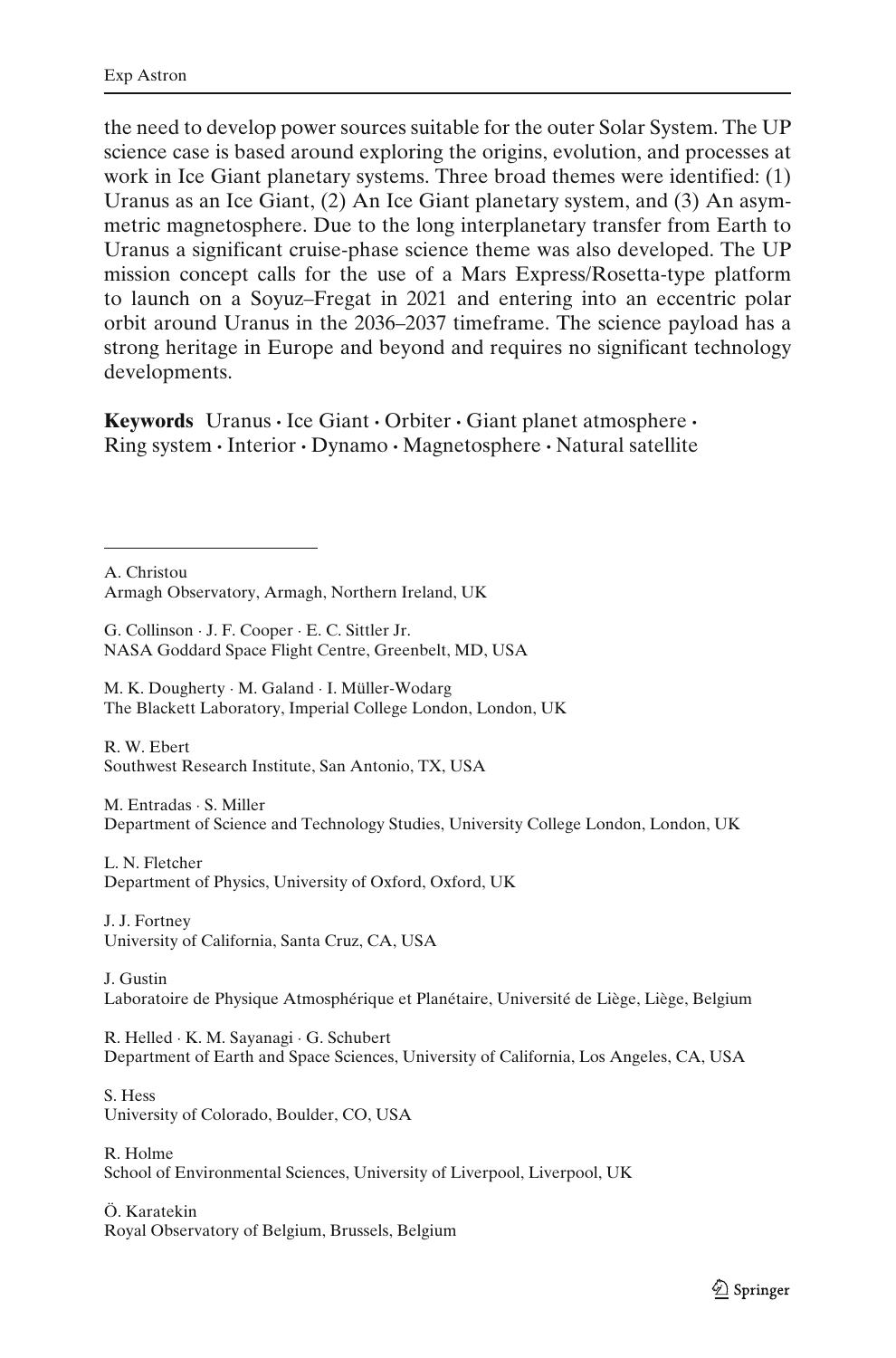the need to develop power sources suitable for the outer Solar System. The UP science case is based around exploring the origins, evolution, and processes at work in Ice Giant planetary systems. Three broad themes were identified: (1) Uranus as an Ice Giant, (2) An Ice Giant planetary system, and (3) An asymmetric magnetosphere. Due to the long interplanetary transfer from Earth to Uranus a significant cruise-phase science theme was also developed. The UP mission concept calls for the use of a Mars Express/Rosetta-type platform to launch on a Soyuz–Fregat in 2021 and entering into an eccentric polar orbit around Uranus in the 2036–2037 timeframe. The science payload has a strong heritage in Europe and beyond and requires no significant technology developments.

**Keywords** Uranus · Ice Giant · Orbiter · Giant planet atmosphere · Ring system · Interior · Dynamo · Magnetosphere · Natural satellite

---

A. Christou
Armagh Observatory, Armagh, Northern Ireland, UK

G. Collinson · J. F. Cooper · E. C. Sittler Jr.
NASA Goddard Space Flight Centre, Greenbelt, MD, USA

M. K. Dougherty · M. Galand · I. Müller-Wodarg
The Blackett Laboratory, Imperial College London, London, UK

R. W. Ebert
Southwest Research Institute, San Antonio, TX, USA

M. Entradas · S. Miller
Department of Science and Technology Studies, University College London, London, UK

L. N. Fletcher
Department of Physics, University of Oxford, Oxford, UK

J. J. Fortney
University of California, Santa Cruz, CA, USA

J. Gustin
Laboratoire de Physique Atmosphérique et Planétaire, Université de Liège, Liège, Belgium

R. Helled · K. M. Sayanagi · G. Schubert
Department of Earth and Space Sciences, University of California, Los Angeles, CA, USA

S. Hess
University of Colorado, Boulder, CO, USA

R. Holme
School of Environmental Sciences, University of Liverpool, Liverpool, UK

Ö. Karatekin
Royal Observatory of Belgium, Brussels, Belgium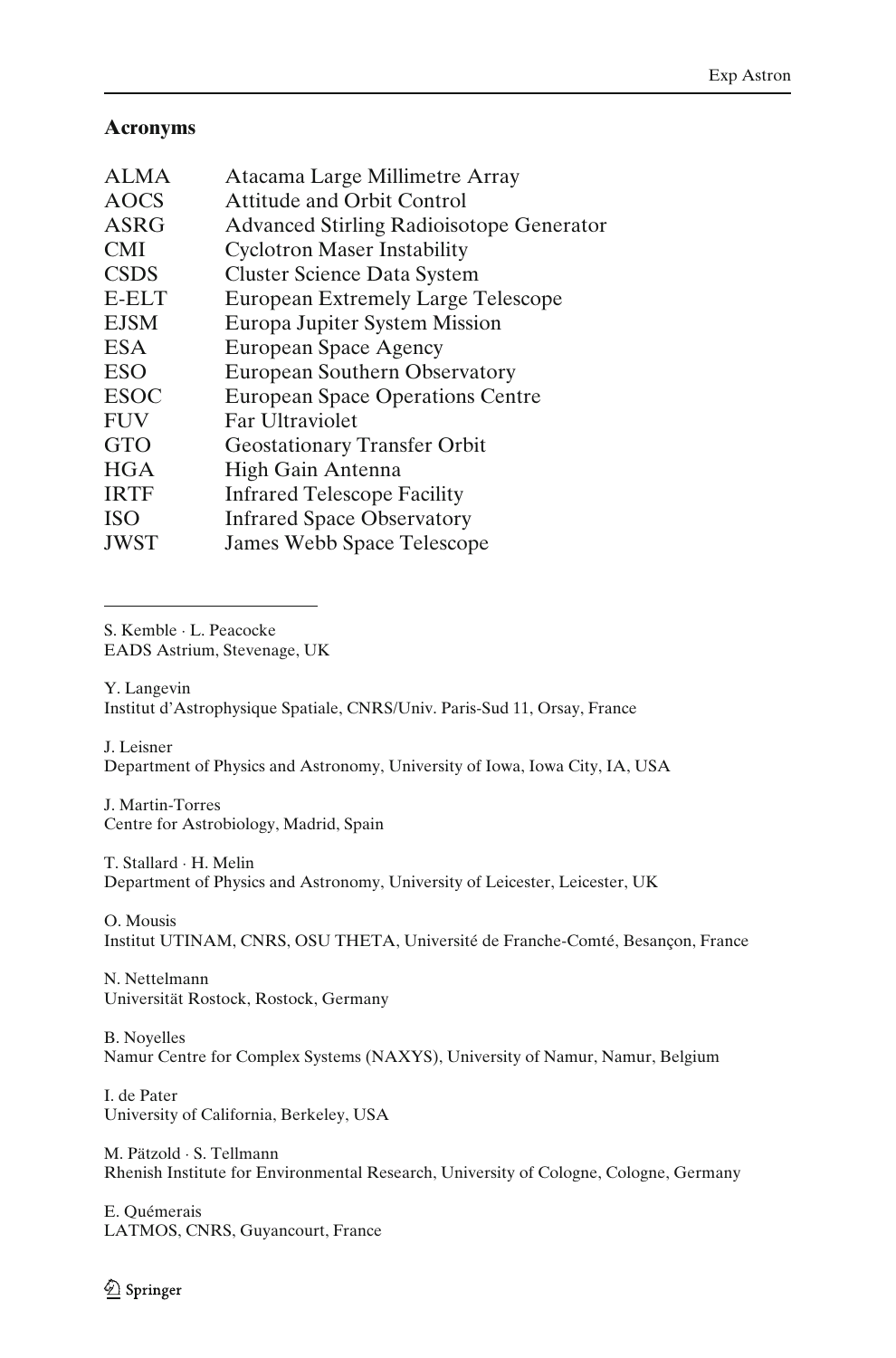## Acronyms

| | |
|---|---|
| ALMA | Atacama Large Millimetre Array |
| AOCS | Attitude and Orbit Control |
| ASRG | Advanced Stirling Radioisotope Generator |
| CMI | Cyclotron Maser Instability |
| CSDS | Cluster Science Data System |
| E-ELT | European Extremely Large Telescope |
| EJSM | Europa Jupiter System Mission |
| ESA | European Space Agency |
| ESO | European Southern Observatory |
| ESOC | European Space Operations Centre |
| FUV | Far Ultraviolet |
| GTO | Geostationary Transfer Orbit |
| HGA | High Gain Antenna |
| IRTF | Infrared Telescope Facility |
| ISO | Infrared Space Observatory |
| JWST | James Webb Space Telescope |

---

S. Kemble · L. Peacocke
EADS Astrium, Stevenage, UK

Y. Langevin
Institut d'Astrophysique Spatiale, CNRS/Univ. Paris-Sud 11, Orsay, France

J. Leisner
Department of Physics and Astronomy, University of Iowa, Iowa City, IA, USA

J. Martin-Torres
Centre for Astrobiology, Madrid, Spain

T. Stallard · H. Melin
Department of Physics and Astronomy, University of Leicester, Leicester, UK

O. Mousis
Institut UTINAM, CNRS, OSU THETA, Université de Franche-Comté, Besançon, France

N. Nettelmann
Universität Rostock, Rostock, Germany

B. Noyelles
Namur Centre for Complex Systems (NAXYS), University of Namur, Namur, Belgium

I. de Pater
University of California, Berkeley, USA

M. Pätzold · S. Tellmann
Rhenish Institute for Environmental Research, University of Cologne, Cologne, Germany

E. Quémerais
LATMOS, CNRS, Guyancourt, France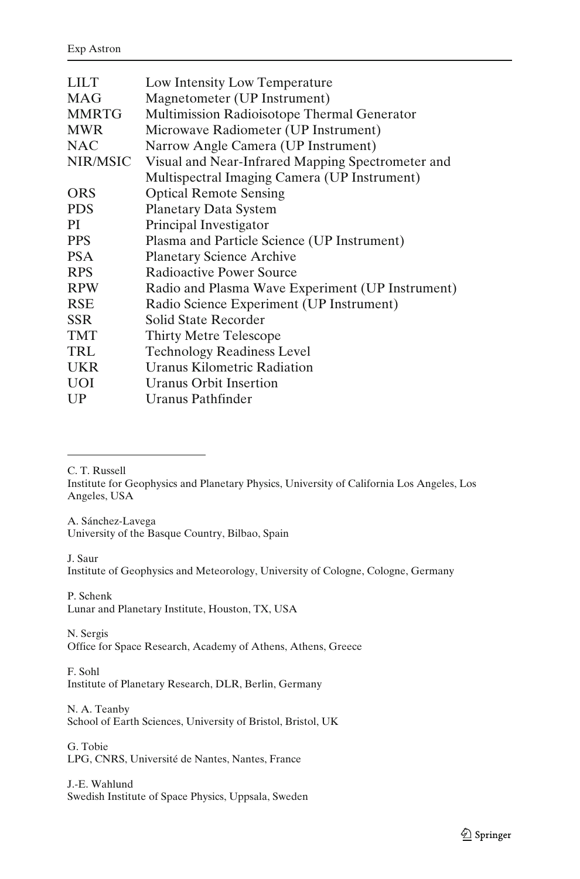| | |
|---|---|
| LILT | Low Intensity Low Temperature |
| MAG | Magnetometer (UP Instrument) |
| MMRTG | Multimission Radioisotope Thermal Generator |
| MWR | Microwave Radiometer (UP Instrument) |
| NAC | Narrow Angle Camera (UP Instrument) |
| NIR/MSIC | Visual and Near-Infrared Mapping Spectrometer and Multispectral Imaging Camera (UP Instrument) |
| ORS | Optical Remote Sensing |
| PDS | Planetary Data System |
| PI | Principal Investigator |
| PPS | Plasma and Particle Science (UP Instrument) |
| PSA | Planetary Science Archive |
| RPS | Radioactive Power Source |
| RPW | Radio and Plasma Wave Experiment (UP Instrument) |
| RSE | Radio Science Experiment (UP Instrument) |
| SSR | Solid State Recorder |
| TMT | Thirty Metre Telescope |
| TRL | Technology Readiness Level |
| UKR | Uranus Kilometric Radiation |
| UOI | Uranus Orbit Insertion |
| UP | Uranus Pathfinder |

---

C. T. Russell
Institute for Geophysics and Planetary Physics, University of California Los Angeles, Los Angeles, USA

A. Sánchez-Lavega
University of the Basque Country, Bilbao, Spain

J. Saur
Institute of Geophysics and Meteorology, University of Cologne, Cologne, Germany

P. Schenk
Lunar and Planetary Institute, Houston, TX, USA

N. Sergis
Office for Space Research, Academy of Athens, Athens, Greece

F. Sohl
Institute of Planetary Research, DLR, Berlin, Germany

N. A. Teanby
School of Earth Sciences, University of Bristol, Bristol, UK

G. Tobie
LPG, CNRS, Université de Nantes, Nantes, France

J.-E. Wahlund
Swedish Institute of Space Physics, Uppsala, Sweden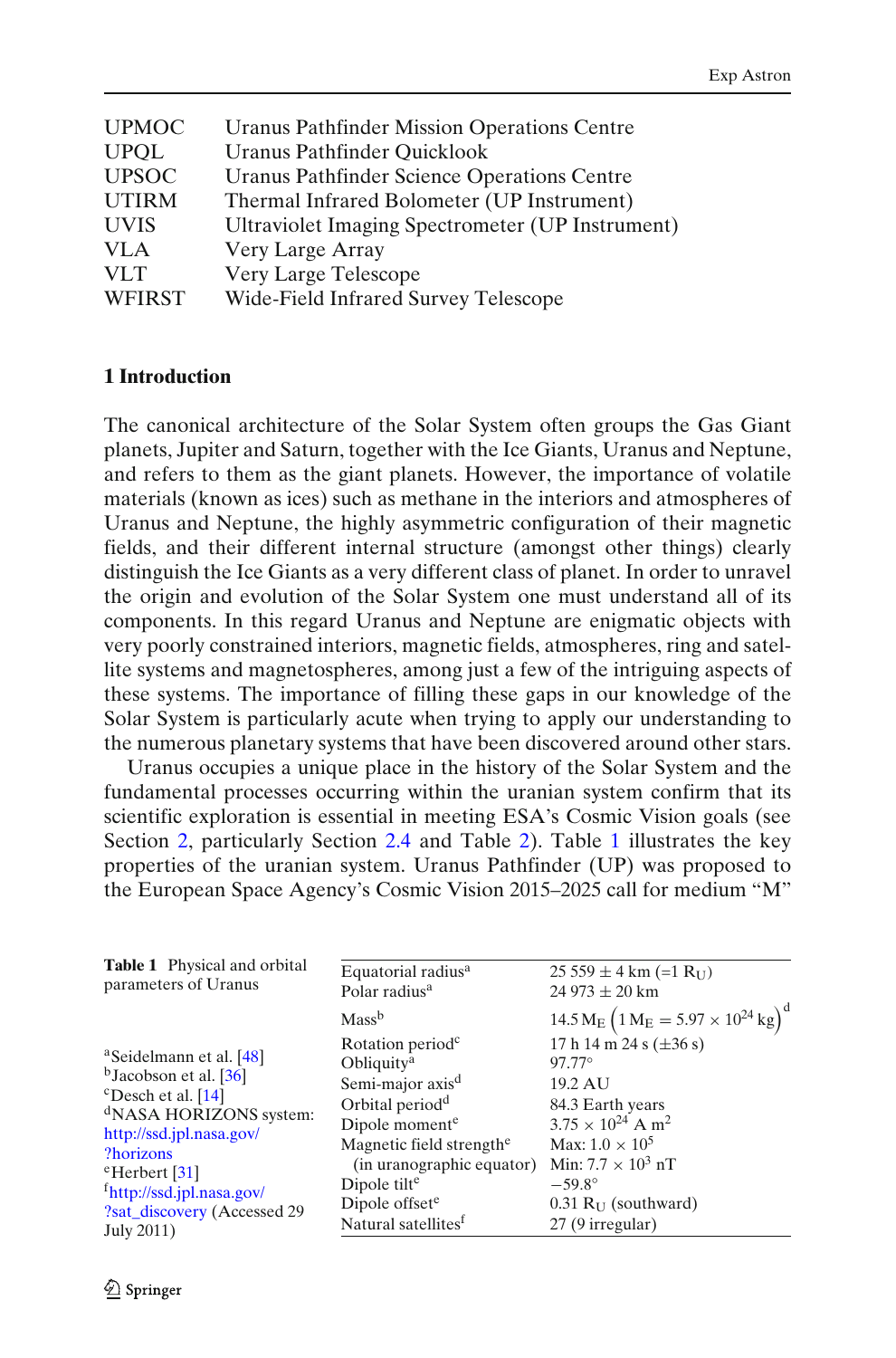| | |
|---|---|
| UPMOC | Uranus Pathfinder Mission Operations Centre |
| UPQL | Uranus Pathfinder Quicklook |
| UPSOC | Uranus Pathfinder Science Operations Centre |
| UTIRM | Thermal Infrared Bolometer (UP Instrument) |
| UVIS | Ultraviolet Imaging Spectrometer (UP Instrument) |
| VLA | Very Large Array |
| VLT | Very Large Telescope |
| WFIRST | Wide-Field Infrared Survey Telescope |

## 1 Introduction

The canonical architecture of the Solar System often groups the Gas Giant planets, Jupiter and Saturn, together with the Ice Giants, Uranus and Neptune, and refers to them as the giant planets. However, the importance of volatile materials (known as ices) such as methane in the interiors and atmospheres of Uranus and Neptune, the highly asymmetric configuration of their magnetic fields, and their different internal structure (amongst other things) clearly distinguish the Ice Giants as a very different class of planet. In order to unravel the origin and evolution of the Solar System one must understand all of its components. In this regard Uranus and Neptune are enigmatic objects with very poorly constrained interiors, magnetic fields, atmospheres, ring and satellite systems and magnetospheres, among just a few of the intriguing aspects of these systems. The importance of filling these gaps in our knowledge of the Solar System is particularly acute when trying to apply our understanding to the numerous planetary systems that have been discovered around other stars.

Uranus occupies a unique place in the history of the Solar System and the fundamental processes occurring within the uranian system confirm that its scientific exploration is essential in meeting ESA's Cosmic Vision goals (see Section 2, particularly Section 2.4 and Table 2). Table 1 illustrates the key properties of the uranian system. Uranus Pathfinder (UP) was proposed to the European Space Agency's Cosmic Vision 2015–2025 call for medium "M"

**Table 1** Physical and orbital parameters of Uranus

| Parameter | Value |
|---|---|
| Equatorial radius[a] | $25\,559 \pm 4$ km ($=1\ R_U$) |
| Polar radius[a] | $24\,973 \pm 20$ km |
| Mass[b] | $14.5\ M_E$ $\left(1\ M_E = 5.97 \times 10^{24}\ \text{kg}\right)$[d] |
| Rotation period[c] | 17 h 14 m 24 s ($\pm 36$ s) |
| Obliquity[a] | 97.77° |
| Semi-major axis[d] | 19.2 AU |
| Orbital period[d] | 84.3 Earth years |
| Dipole moment[e] | $3.75 \times 10^{24}$ A m$^2$ |
| Magnetic field strength[e] (in uranographic equator) | Max: $1.0 \times 10^5$ Min: $7.7 \times 10^3$ nT |
| Dipole tilt[e] | −59.8° |
| Dipole offset[e] | 0.31 $R_U$ (southward) |
| Natural satellites[f] | 27 (9 irregular) |

[a]Seidelmann et al. [48]
[b]Jacobson et al. [36]
[c]Desch et al. [14]
[d]NASA HORIZONS system: http://ssd.jpl.nasa.gov/?horizons
[e]Herbert [31]
[f]http://ssd.jpl.nasa.gov/?sat_discovery (Accessed 29 July 2011)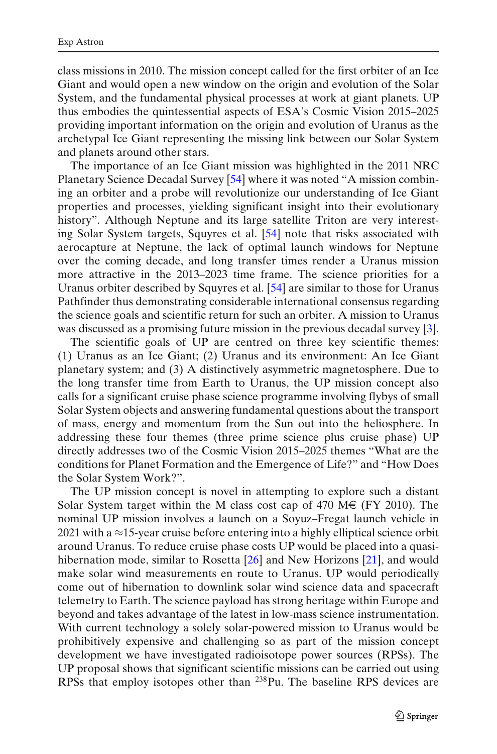class missions in 2010. The mission concept called for the first orbiter of an Ice Giant and would open a new window on the origin and evolution of the Solar System, and the fundamental physical processes at work at giant planets. UP thus embodies the quintessential aspects of ESA's Cosmic Vision 2015–2025 providing important information on the origin and evolution of Uranus as the archetypal Ice Giant representing the missing link between our Solar System and planets around other stars.

The importance of an Ice Giant mission was highlighted in the 2011 NRC Planetary Science Decadal Survey [54] where it was noted "A mission combining an orbiter and a probe will revolutionize our understanding of Ice Giant properties and processes, yielding significant insight into their evolutionary history". Although Neptune and its large satellite Triton are very interesting Solar System targets, Squyres et al. [54] note that risks associated with aerocapture at Neptune, the lack of optimal launch windows for Neptune over the coming decade, and long transfer times render a Uranus mission more attractive in the 2013–2023 time frame. The science priorities for a Uranus orbiter described by Squyres et al. [54] are similar to those for Uranus Pathfinder thus demonstrating considerable international consensus regarding the science goals and scientific return for such an orbiter. A mission to Uranus was discussed as a promising future mission in the previous decadal survey [3].

The scientific goals of UP are centred on three key scientific themes: (1) Uranus as an Ice Giant; (2) Uranus and its environment: An Ice Giant planetary system; and (3) A distinctively asymmetric magnetosphere. Due to the long transfer time from Earth to Uranus, the UP mission concept also calls for a significant cruise phase science programme involving flybys of small Solar System objects and answering fundamental questions about the transport of mass, energy and momentum from the Sun out into the heliosphere. In addressing these four themes (three prime science plus cruise phase) UP directly addresses two of the Cosmic Vision 2015–2025 themes "What are the conditions for Planet Formation and the Emergence of Life?" and "How Does the Solar System Work?".

The UP mission concept is novel in attempting to explore such a distant Solar System target within the M class cost cap of 470 M€ (FY 2010). The nominal UP mission involves a launch on a Soyuz–Fregat launch vehicle in 2021 with a ≈15-year cruise before entering into a highly elliptical science orbit around Uranus. To reduce cruise phase costs UP would be placed into a quasi-hibernation mode, similar to Rosetta [26] and New Horizons [21], and would make solar wind measurements en route to Uranus. UP would periodically come out of hibernation to downlink solar wind science data and spacecraft telemetry to Earth. The science payload has strong heritage within Europe and beyond and takes advantage of the latest in low-mass science instrumentation. With current technology a solely solar-powered mission to Uranus would be prohibitively expensive and challenging so as part of the mission concept development we have investigated radioisotope power sources (RPSs). The UP proposal shows that significant scientific missions can be carried out using RPSs that employ isotopes other than $^{238}$Pu. The baseline RPS devices are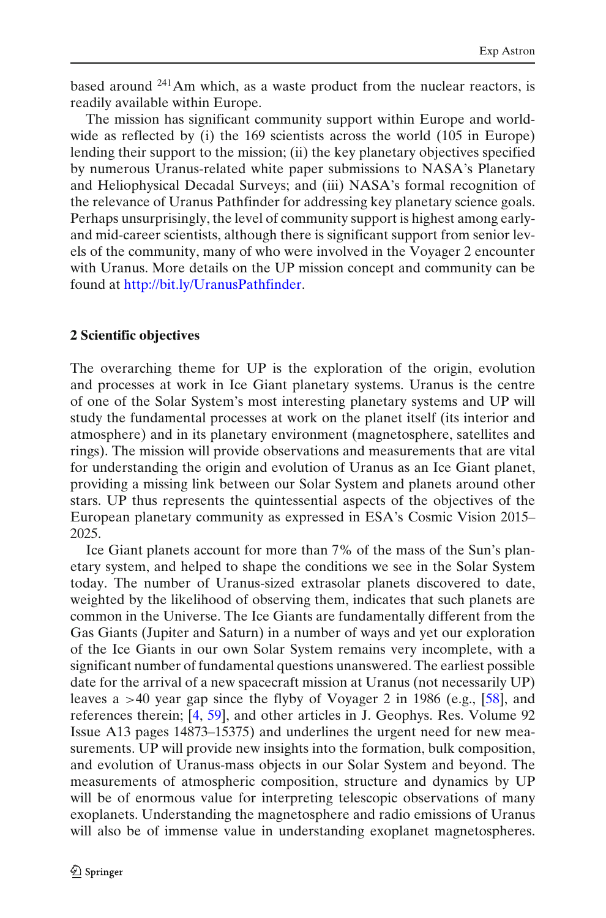based around $^{241}$Am which, as a waste product from the nuclear reactors, is readily available within Europe.

The mission has significant community support within Europe and worldwide as reflected by (i) the 169 scientists across the world (105 in Europe) lending their support to the mission; (ii) the key planetary objectives specified by numerous Uranus-related white paper submissions to NASA's Planetary and Heliophysical Decadal Surveys; and (iii) NASA's formal recognition of the relevance of Uranus Pathfinder for addressing key planetary science goals. Perhaps unsurprisingly, the level of community support is highest among early- and mid-career scientists, although there is significant support from senior levels of the community, many of who were involved in the Voyager 2 encounter with Uranus. More details on the UP mission concept and community can be found at http://bit.ly/UranusPathfinder.

## 2 Scientific objectives

The overarching theme for UP is the exploration of the origin, evolution and processes at work in Ice Giant planetary systems. Uranus is the centre of one of the Solar System's most interesting planetary systems and UP will study the fundamental processes at work on the planet itself (its interior and atmosphere) and in its planetary environment (magnetosphere, satellites and rings). The mission will provide observations and measurements that are vital for understanding the origin and evolution of Uranus as an Ice Giant planet, providing a missing link between our Solar System and planets around other stars. UP thus represents the quintessential aspects of the objectives of the European planetary community as expressed in ESA's Cosmic Vision 2015–2025.

Ice Giant planets account for more than 7% of the mass of the Sun's planetary system, and helped to shape the conditions we see in the Solar System today. The number of Uranus-sized extrasolar planets discovered to date, weighted by the likelihood of observing them, indicates that such planets are common in the Universe. The Ice Giants are fundamentally different from the Gas Giants (Jupiter and Saturn) in a number of ways and yet our exploration of the Ice Giants in our own Solar System remains very incomplete, with a significant number of fundamental questions unanswered. The earliest possible date for the arrival of a new spacecraft mission at Uranus (not necessarily UP) leaves a >40 year gap since the flyby of Voyager 2 in 1986 (e.g., [58], and references therein; [4, 59], and other articles in J. Geophys. Res. Volume 92 Issue A13 pages 14873–15375) and underlines the urgent need for new measurements. UP will provide new insights into the formation, bulk composition, and evolution of Uranus-mass objects in our Solar System and beyond. The measurements of atmospheric composition, structure and dynamics by UP will be of enormous value for interpreting telescopic observations of many exoplanets. Understanding the magnetosphere and radio emissions of Uranus will also be of immense value in understanding exoplanet magnetospheres.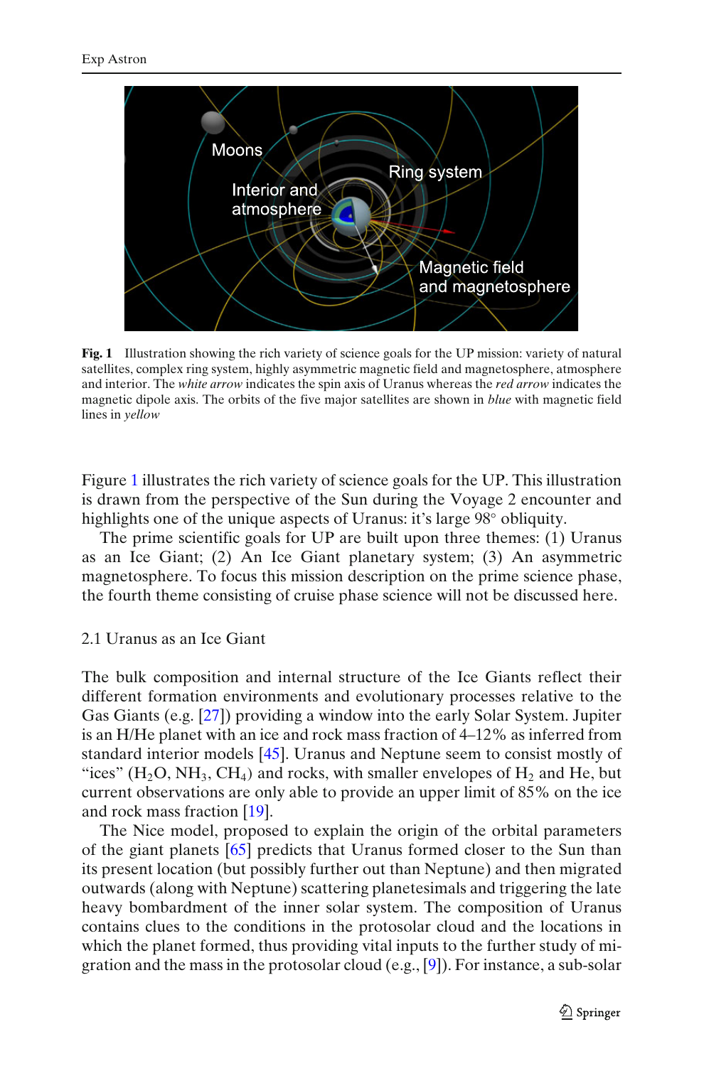**Fig. 1** Illustration showing the rich variety of science goals for the UP mission: variety of natural satellites, complex ring system, highly asymmetric magnetic field and magnetosphere, atmosphere and interior. The *white arrow* indicates the spin axis of Uranus whereas the *red arrow* indicates the magnetic dipole axis. The orbits of the five major satellites are shown in *blue* with magnetic field lines in *yellow*

Figure 1 illustrates the rich variety of science goals for the UP. This illustration is drawn from the perspective of the Sun during the Voyage 2 encounter and highlights one of the unique aspects of Uranus: it's large 98° obliquity.

The prime scientific goals for UP are built upon three themes: (1) Uranus as an Ice Giant; (2) An Ice Giant planetary system; (3) An asymmetric magnetosphere. To focus this mission description on the prime science phase, the fourth theme consisting of cruise phase science will not be discussed here.

## 2.1 Uranus as an Ice Giant

The bulk composition and internal structure of the Ice Giants reflect their different formation environments and evolutionary processes relative to the Gas Giants (e.g. [27]) providing a window into the early Solar System. Jupiter is an H/He planet with an ice and rock mass fraction of 4–12% as inferred from standard interior models [45]. Uranus and Neptune seem to consist mostly of "ices" ($H_2O$, $NH_3$, $CH_4$) and rocks, with smaller envelopes of $H_2$ and He, but current observations are only able to provide an upper limit of 85% on the ice and rock mass fraction [19].

The Nice model, proposed to explain the origin of the orbital parameters of the giant planets [65] predicts that Uranus formed closer to the Sun than its present location (but possibly further out than Neptune) and then migrated outwards (along with Neptune) scattering planetesimals and triggering the late heavy bombardment of the inner solar system. The composition of Uranus contains clues to the conditions in the protosolar cloud and the locations in which the planet formed, thus providing vital inputs to the further study of migration and the mass in the protosolar cloud (e.g., [9]). For instance, a sub-solar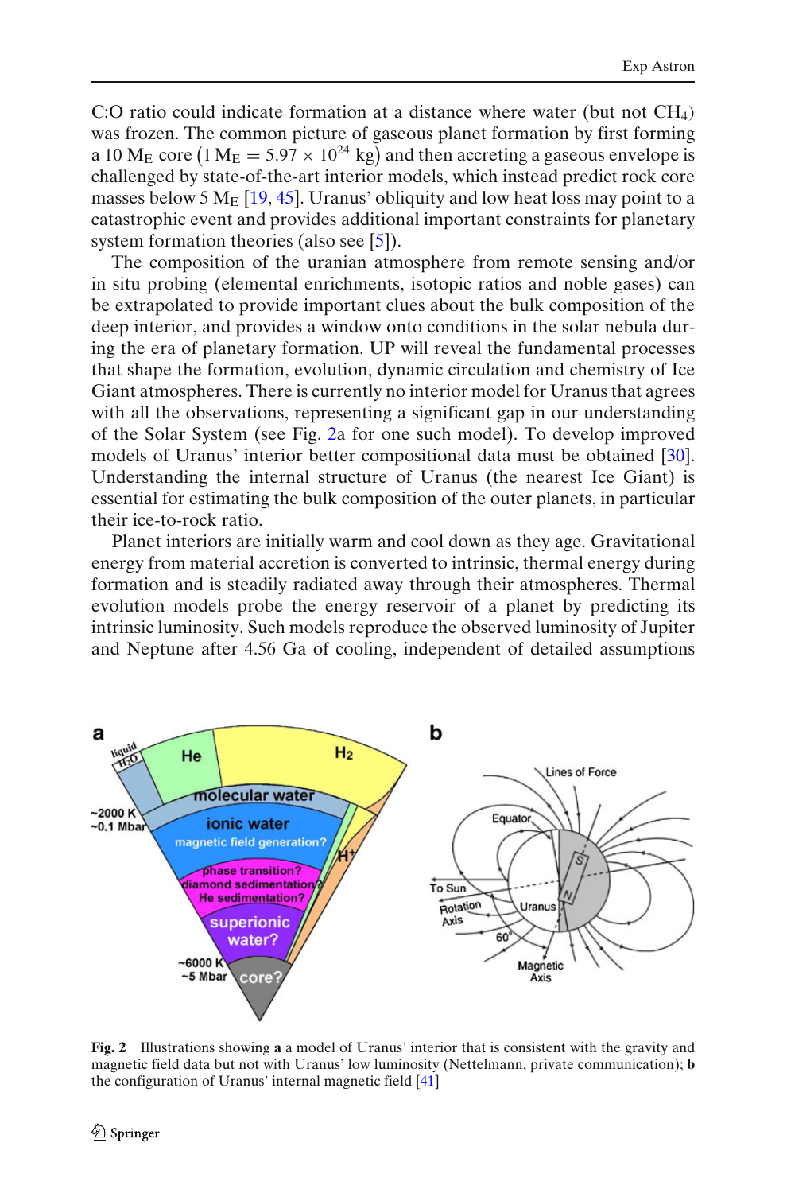C:O ratio could indicate formation at a distance where water (but not $CH_4$) was frozen. The common picture of gaseous planet formation by first forming a 10 $M_E$ core ($1\ M_E = 5.97 \times 10^{24}$ kg) and then accreting a gaseous envelope is challenged by state-of-the-art interior models, which instead predict rock core masses below 5 $M_E$ [19, 45]. Uranus' obliquity and low heat loss may point to a catastrophic event and provides additional important constraints for planetary system formation theories (also see [5]).

The composition of the uranian atmosphere from remote sensing and/or in situ probing (elemental enrichments, isotopic ratios and noble gases) can be extrapolated to provide important clues about the bulk composition of the deep interior, and provides a window onto conditions in the solar nebula during the era of planetary formation. UP will reveal the fundamental processes that shape the formation, evolution, dynamic circulation and chemistry of Ice Giant atmospheres. There is currently no interior model for Uranus that agrees with all the observations, representing a significant gap in our understanding of the Solar System (see Fig. 2a for one such model). To develop improved models of Uranus' interior better compositional data must be obtained [30]. Understanding the internal structure of Uranus (the nearest Ice Giant) is essential for estimating the bulk composition of the outer planets, in particular their ice-to-rock ratio.

Planet interiors are initially warm and cool down as they age. Gravitational energy from material accretion is converted to intrinsic, thermal energy during formation and is steadily radiated away through their atmospheres. Thermal evolution models probe the energy reservoir of a planet by predicting its intrinsic luminosity. Such models reproduce the observed luminosity of Jupiter and Neptune after 4.56 Ga of cooling, independent of detailed assumptions

**Fig. 2** Illustrations showing **a** a model of Uranus' interior that is consistent with the gravity and magnetic field data but not with Uranus' low luminosity (Nettelmann, private communication); **b** the configuration of Uranus' internal magnetic field [41]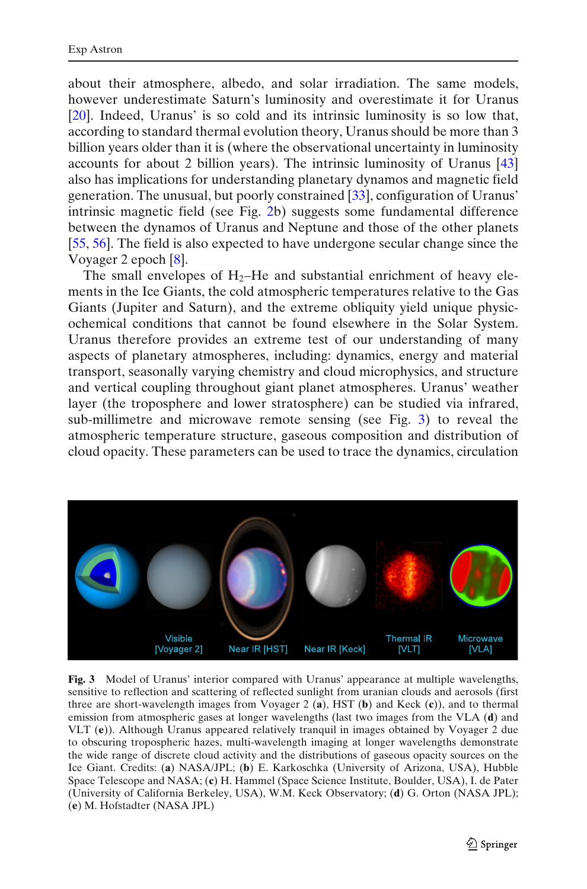about their atmosphere, albedo, and solar irradiation. The same models, however underestimate Saturn's luminosity and overestimate it for Uranus [20]. Indeed, Uranus' is so cold and its intrinsic luminosity is so low that, according to standard thermal evolution theory, Uranus should be more than 3 billion years older than it is (where the observational uncertainty in luminosity accounts for about 2 billion years). The intrinsic luminosity of Uranus [43] also has implications for understanding planetary dynamos and magnetic field generation. The unusual, but poorly constrained [33], configuration of Uranus' intrinsic magnetic field (see Fig. 2b) suggests some fundamental difference between the dynamos of Uranus and Neptune and those of the other planets [55, 56]. The field is also expected to have undergone secular change since the Voyager 2 epoch [8].

The small envelopes of $H_2$–He and substantial enrichment of heavy elements in the Ice Giants, the cold atmospheric temperatures relative to the Gas Giants (Jupiter and Saturn), and the extreme obliquity yield unique physicochemical conditions that cannot be found elsewhere in the Solar System. Uranus therefore provides an extreme test of our understanding of many aspects of planetary atmospheres, including: dynamics, energy and material transport, seasonally varying chemistry and cloud microphysics, and structure and vertical coupling throughout giant planet atmospheres. Uranus' weather layer (the troposphere and lower stratosphere) can be studied via infrared, sub-millimetre and microwave remote sensing (see Fig. 3) to reveal the atmospheric temperature structure, gaseous composition and distribution of cloud opacity. These parameters can be used to trace the dynamics, circulation

Visible [Voyager 2] | Near IR [HST] | Near IR [Keck] | Thermal IR [VLT] | Microwave [VLA]

**Fig. 3** Model of Uranus' interior compared with Uranus' appearance at multiple wavelengths, sensitive to reflection and scattering of reflected sunlight from uranian clouds and aerosols (first three are short-wavelength images from Voyager 2 (**a**), HST (**b**) and Keck (**c**)), and to thermal emission from atmospheric gases at longer wavelengths (last two images from the VLA (**d**) and VLT (**e**)). Although Uranus appeared relatively tranquil in images obtained by Voyager 2 due to obscuring tropospheric hazes, multi-wavelength imaging at longer wavelengths demonstrate the wide range of discrete cloud activity and the distributions of gaseous opacity sources on the Ice Giant. Credits: (**a**) NASA/JPL; (**b**) E. Karkoschka (University of Arizona, USA), Hubble Space Telescope and NASA; (**c**) H. Hammel (Space Science Institute, Boulder, USA), I. de Pater (University of California Berkeley, USA), W.M. Keck Observatory; (**d**) G. Orton (NASA JPL); (**e**) M. Hofstadter (NASA JPL)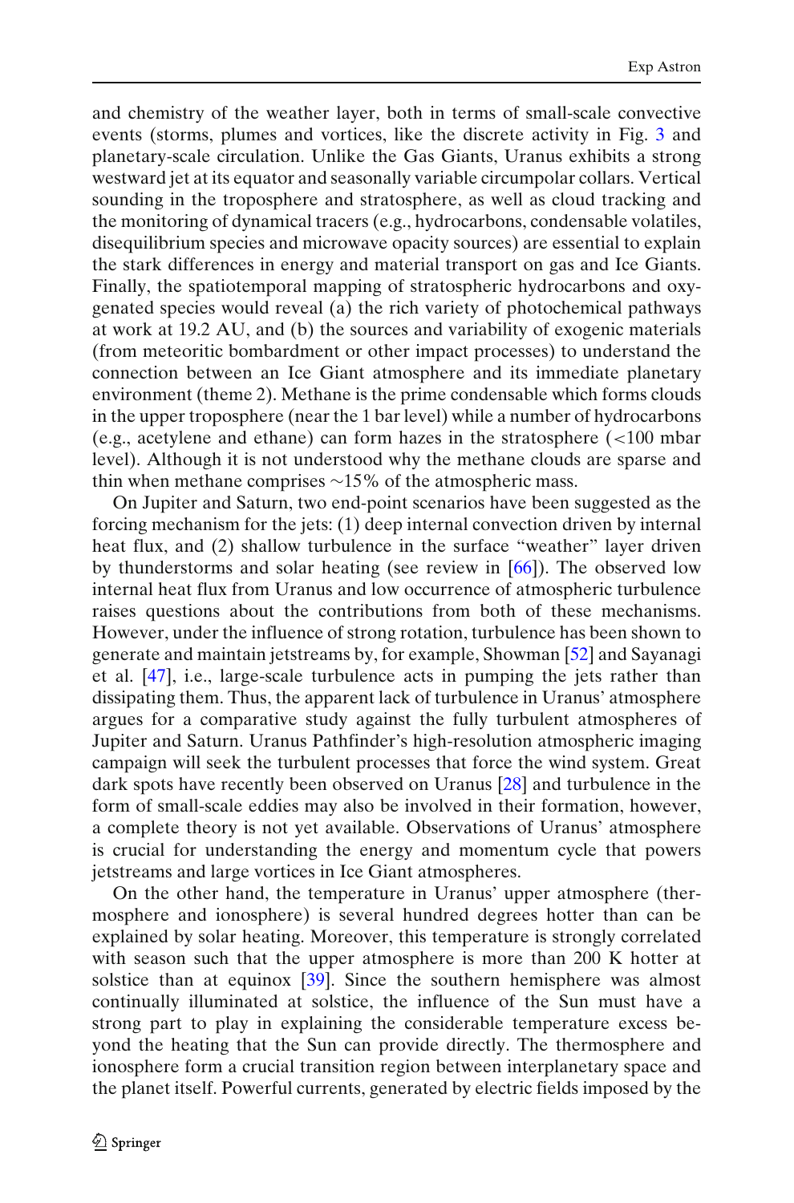and chemistry of the weather layer, both in terms of small-scale convective events (storms, plumes and vortices, like the discrete activity in Fig. 3 and planetary-scale circulation. Unlike the Gas Giants, Uranus exhibits a strong westward jet at its equator and seasonally variable circumpolar collars. Vertical sounding in the troposphere and stratosphere, as well as cloud tracking and the monitoring of dynamical tracers (e.g., hydrocarbons, condensable volatiles, disequilibrium species and microwave opacity sources) are essential to explain the stark differences in energy and material transport on gas and Ice Giants. Finally, the spatiotemporal mapping of stratospheric hydrocarbons and oxygenated species would reveal (a) the rich variety of photochemical pathways at work at 19.2 AU, and (b) the sources and variability of exogenic materials (from meteoritic bombardment or other impact processes) to understand the connection between an Ice Giant atmosphere and its immediate planetary environment (theme 2). Methane is the prime condensable which forms clouds in the upper troposphere (near the 1 bar level) while a number of hydrocarbons (e.g., acetylene and ethane) can form hazes in the stratosphere (<100 mbar level). Although it is not understood why the methane clouds are sparse and thin when methane comprises ~15% of the atmospheric mass.

On Jupiter and Saturn, two end-point scenarios have been suggested as the forcing mechanism for the jets: (1) deep internal convection driven by internal heat flux, and (2) shallow turbulence in the surface "weather" layer driven by thunderstorms and solar heating (see review in [66]). The observed low internal heat flux from Uranus and low occurrence of atmospheric turbulence raises questions about the contributions from both of these mechanisms. However, under the influence of strong rotation, turbulence has been shown to generate and maintain jetstreams by, for example, Showman [52] and Sayanagi et al. [47], i.e., large-scale turbulence acts in pumping the jets rather than dissipating them. Thus, the apparent lack of turbulence in Uranus' atmosphere argues for a comparative study against the fully turbulent atmospheres of Jupiter and Saturn. Uranus Pathfinder's high-resolution atmospheric imaging campaign will seek the turbulent processes that force the wind system. Great dark spots have recently been observed on Uranus [28] and turbulence in the form of small-scale eddies may also be involved in their formation, however, a complete theory is not yet available. Observations of Uranus' atmosphere is crucial for understanding the energy and momentum cycle that powers jetstreams and large vortices in Ice Giant atmospheres.

On the other hand, the temperature in Uranus' upper atmosphere (thermosphere and ionosphere) is several hundred degrees hotter than can be explained by solar heating. Moreover, this temperature is strongly correlated with season such that the upper atmosphere is more than 200 K hotter at solstice than at equinox [39]. Since the southern hemisphere was almost continually illuminated at solstice, the influence of the Sun must have a strong part to play in explaining the considerable temperature excess beyond the heating that the Sun can provide directly. The thermosphere and ionosphere form a crucial transition region between interplanetary space and the planet itself. Powerful currents, generated by electric fields imposed by the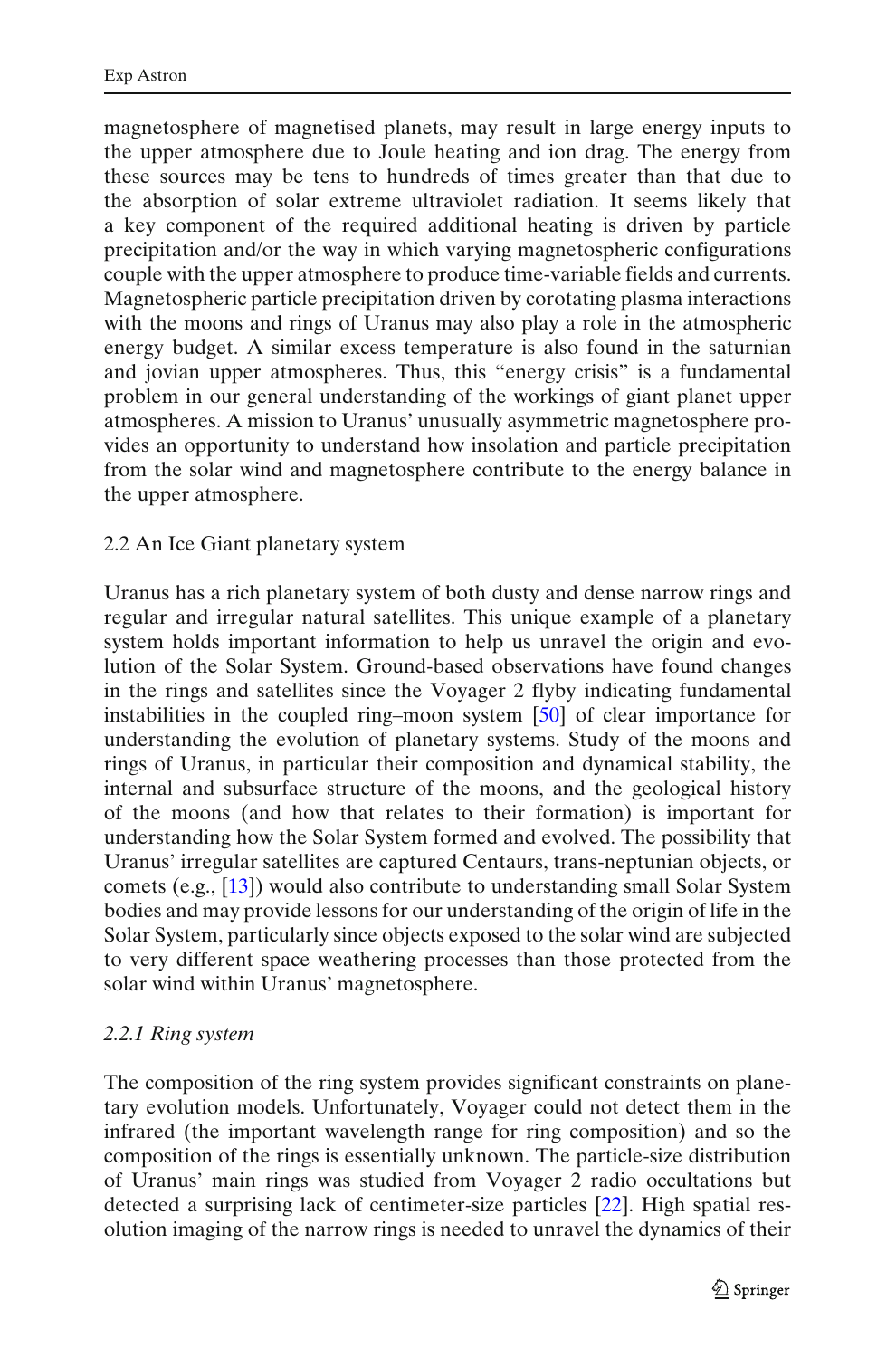magnetosphere of magnetised planets, may result in large energy inputs to the upper atmosphere due to Joule heating and ion drag. The energy from these sources may be tens to hundreds of times greater than that due to the absorption of solar extreme ultraviolet radiation. It seems likely that a key component of the required additional heating is driven by particle precipitation and/or the way in which varying magnetospheric configurations couple with the upper atmosphere to produce time-variable fields and currents. Magnetospheric particle precipitation driven by corotating plasma interactions with the moons and rings of Uranus may also play a role in the atmospheric energy budget. A similar excess temperature is also found in the saturnian and jovian upper atmospheres. Thus, this "energy crisis" is a fundamental problem in our general understanding of the workings of giant planet upper atmospheres. A mission to Uranus' unusually asymmetric magnetosphere provides an opportunity to understand how insolation and particle precipitation from the solar wind and magnetosphere contribute to the energy balance in the upper atmosphere.

## 2.2 An Ice Giant planetary system

Uranus has a rich planetary system of both dusty and dense narrow rings and regular and irregular natural satellites. This unique example of a planetary system holds important information to help us unravel the origin and evolution of the Solar System. Ground-based observations have found changes in the rings and satellites since the Voyager 2 flyby indicating fundamental instabilities in the coupled ring–moon system [50] of clear importance for understanding the evolution of planetary systems. Study of the moons and rings of Uranus, in particular their composition and dynamical stability, the internal and subsurface structure of the moons, and the geological history of the moons (and how that relates to their formation) is important for understanding how the Solar System formed and evolved. The possibility that Uranus' irregular satellites are captured Centaurs, trans-neptunian objects, or comets (e.g., [13]) would also contribute to understanding small Solar System bodies and may provide lessons for our understanding of the origin of life in the Solar System, particularly since objects exposed to the solar wind are subjected to very different space weathering processes than those protected from the solar wind within Uranus' magnetosphere.

### *2.2.1 Ring system*

The composition of the ring system provides significant constraints on planetary evolution models. Unfortunately, Voyager could not detect them in the infrared (the important wavelength range for ring composition) and so the composition of the rings is essentially unknown. The particle-size distribution of Uranus' main rings was studied from Voyager 2 radio occultations but detected a surprising lack of centimeter-size particles [22]. High spatial resolution imaging of the narrow rings is needed to unravel the dynamics of their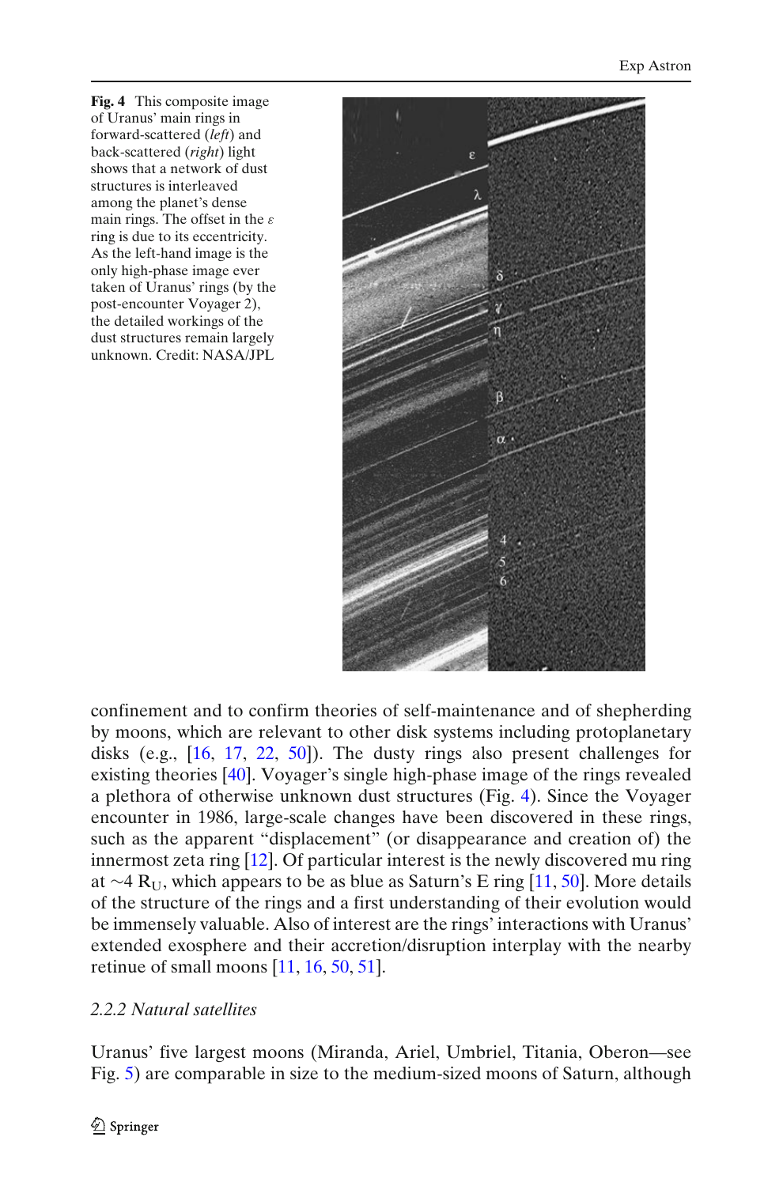**Fig. 4** This composite image of Uranus' main rings in forward-scattered (*left*) and back-scattered (*right*) light shows that a network of dust structures is interleaved among the planet's dense main rings. The offset in the $\varepsilon$ ring is due to its eccentricity. As the left-hand image is the only high-phase image ever taken of Uranus' rings (by the post-encounter Voyager 2), the detailed workings of the dust structures remain largely unknown. Credit: NASA/JPL

confinement and to confirm theories of self-maintenance and of shepherding by moons, which are relevant to other disk systems including protoplanetary disks (e.g., [16, 17, 22, 50]). The dusty rings also present challenges for existing theories [40]. Voyager's single high-phase image of the rings revealed a plethora of otherwise unknown dust structures (Fig. 4). Since the Voyager encounter in 1986, large-scale changes have been discovered in these rings, such as the apparent "displacement" (or disappearance and creation of) the innermost zeta ring [12]. Of particular interest is the newly discovered mu ring at $\sim$4 $R_U$, which appears to be as blue as Saturn's E ring [11, 50]. More details of the structure of the rings and a first understanding of their evolution would be immensely valuable. Also of interest are the rings' interactions with Uranus' extended exosphere and their accretion/disruption interplay with the nearby retinue of small moons [11, 16, 50, 51].

### *2.2.2 Natural satellites*

Uranus' five largest moons (Miranda, Ariel, Umbriel, Titania, Oberon—see Fig. 5) are comparable in size to the medium-sized moons of Saturn, although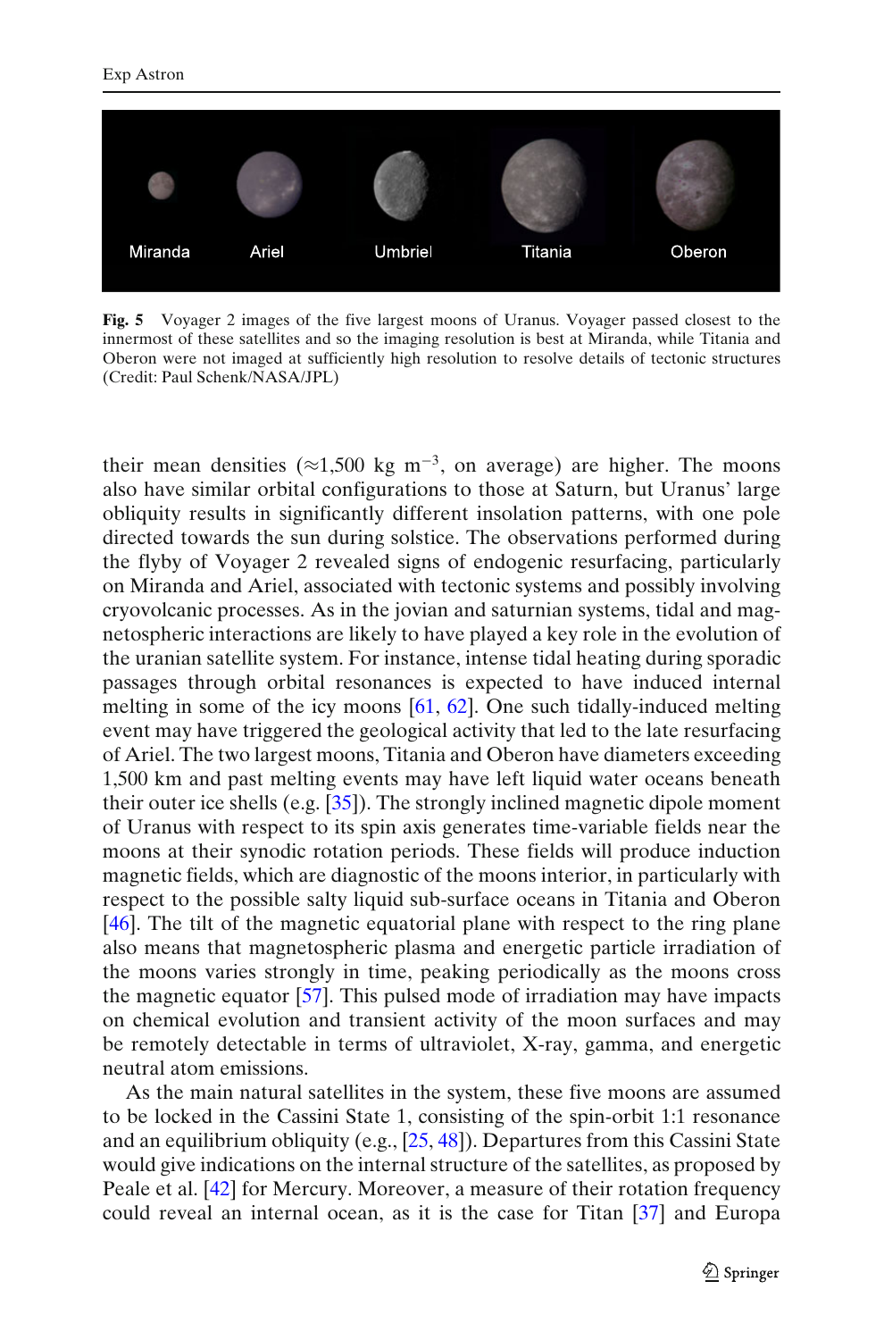**Fig. 5** Voyager 2 images of the five largest moons of Uranus. Voyager passed closest to the innermost of these satellites and so the imaging resolution is best at Miranda, while Titania and Oberon were not imaged at sufficiently high resolution to resolve details of tectonic structures (Credit: Paul Schenk/NASA/JPL)

their mean densities (≈1,500 kg $m^{-3}$, on average) are higher. The moons also have similar orbital configurations to those at Saturn, but Uranus' large obliquity results in significantly different insolation patterns, with one pole directed towards the sun during solstice. The observations performed during the flyby of Voyager 2 revealed signs of endogenic resurfacing, particularly on Miranda and Ariel, associated with tectonic systems and possibly involving cryovolcanic processes. As in the jovian and saturnian systems, tidal and magnetospheric interactions are likely to have played a key role in the evolution of the uranian satellite system. For instance, intense tidal heating during sporadic passages through orbital resonances is expected to have induced internal melting in some of the icy moons [61, 62]. One such tidally-induced melting event may have triggered the geological activity that led to the late resurfacing of Ariel. The two largest moons, Titania and Oberon have diameters exceeding 1,500 km and past melting events may have left liquid water oceans beneath their outer ice shells (e.g. [35]). The strongly inclined magnetic dipole moment of Uranus with respect to its spin axis generates time-variable fields near the moons at their synodic rotation periods. These fields will produce induction magnetic fields, which are diagnostic of the moons interior, in particularly with respect to the possible salty liquid sub-surface oceans in Titania and Oberon [46]. The tilt of the magnetic equatorial plane with respect to the ring plane also means that magnetospheric plasma and energetic particle irradiation of the moons varies strongly in time, peaking periodically as the moons cross the magnetic equator [57]. This pulsed mode of irradiation may have impacts on chemical evolution and transient activity of the moon surfaces and may be remotely detectable in terms of ultraviolet, X-ray, gamma, and energetic neutral atom emissions.

As the main natural satellites in the system, these five moons are assumed to be locked in the Cassini State 1, consisting of the spin-orbit 1:1 resonance and an equilibrium obliquity (e.g., [25, 48]). Departures from this Cassini State would give indications on the internal structure of the satellites, as proposed by Peale et al. [42] for Mercury. Moreover, a measure of their rotation frequency could reveal an internal ocean, as it is the case for Titan [37] and Europa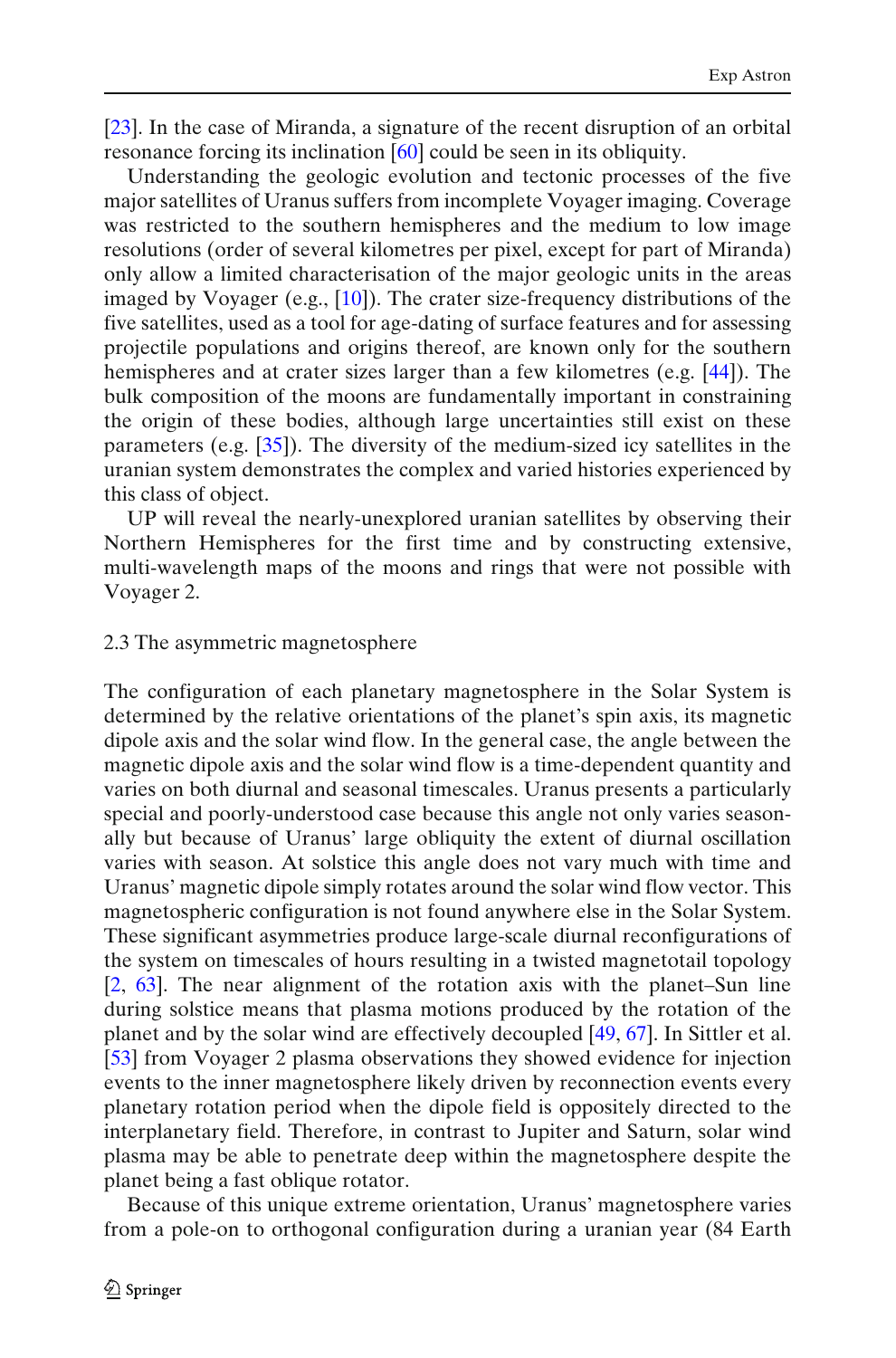[23]. In the case of Miranda, a signature of the recent disruption of an orbital resonance forcing its inclination [60] could be seen in its obliquity.

Understanding the geologic evolution and tectonic processes of the five major satellites of Uranus suffers from incomplete Voyager imaging. Coverage was restricted to the southern hemispheres and the medium to low image resolutions (order of several kilometres per pixel, except for part of Miranda) only allow a limited characterisation of the major geologic units in the areas imaged by Voyager (e.g., [10]). The crater size-frequency distributions of the five satellites, used as a tool for age-dating of surface features and for assessing projectile populations and origins thereof, are known only for the southern hemispheres and at crater sizes larger than a few kilometres (e.g. [44]). The bulk composition of the moons are fundamentally important in constraining the origin of these bodies, although large uncertainties still exist on these parameters (e.g. [35]). The diversity of the medium-sized icy satellites in the uranian system demonstrates the complex and varied histories experienced by this class of object.

UP will reveal the nearly-unexplored uranian satellites by observing their Northern Hemispheres for the first time and by constructing extensive, multi-wavelength maps of the moons and rings that were not possible with Voyager 2.

### 2.3 The asymmetric magnetosphere

The configuration of each planetary magnetosphere in the Solar System is determined by the relative orientations of the planet's spin axis, its magnetic dipole axis and the solar wind flow. In the general case, the angle between the magnetic dipole axis and the solar wind flow is a time-dependent quantity and varies on both diurnal and seasonal timescales. Uranus presents a particularly special and poorly-understood case because this angle not only varies seasonally but because of Uranus' large obliquity the extent of diurnal oscillation varies with season. At solstice this angle does not vary much with time and Uranus' magnetic dipole simply rotates around the solar wind flow vector. This magnetospheric configuration is not found anywhere else in the Solar System. These significant asymmetries produce large-scale diurnal reconfigurations of the system on timescales of hours resulting in a twisted magnetotail topology [2, 63]. The near alignment of the rotation axis with the planet–Sun line during solstice means that plasma motions produced by the rotation of the planet and by the solar wind are effectively decoupled [49, 67]. In Sittler et al. [53] from Voyager 2 plasma observations they showed evidence for injection events to the inner magnetosphere likely driven by reconnection events every planetary rotation period when the dipole field is oppositely directed to the interplanetary field. Therefore, in contrast to Jupiter and Saturn, solar wind plasma may be able to penetrate deep within the magnetosphere despite the planet being a fast oblique rotator.

Because of this unique extreme orientation, Uranus' magnetosphere varies from a pole-on to orthogonal configuration during a uranian year (84 Earth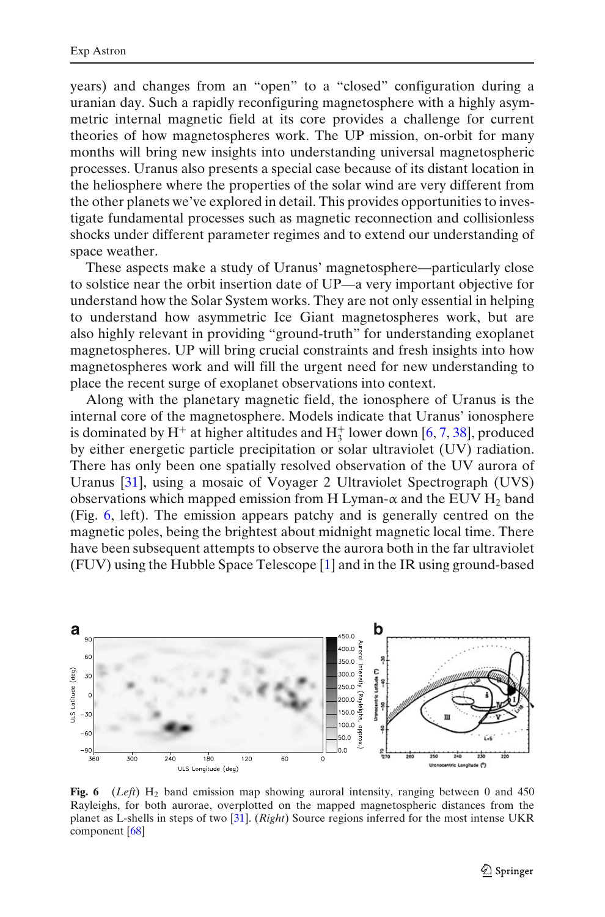years) and changes from an "open" to a "closed" configuration during a uranian day. Such a rapidly reconfiguring magnetosphere with a highly asymmetric internal magnetic field at its core provides a challenge for current theories of how magnetospheres work. The UP mission, on-orbit for many months will bring new insights into understanding universal magnetospheric processes. Uranus also presents a special case because of its distant location in the heliosphere where the properties of the solar wind are very different from the other planets we've explored in detail. This provides opportunities to investigate fundamental processes such as magnetic reconnection and collisionless shocks under different parameter regimes and to extend our understanding of space weather.

These aspects make a study of Uranus' magnetosphere—particularly close to solstice near the orbit insertion date of UP—a very important objective for understand how the Solar System works. They are not only essential in helping to understand how asymmetric Ice Giant magnetospheres work, but are also highly relevant in providing "ground-truth" for understanding exoplanet magnetospheres. UP will bring crucial constraints and fresh insights into how magnetospheres work and will fill the urgent need for new understanding to place the recent surge of exoplanet observations into context.

Along with the planetary magnetic field, the ionosphere of Uranus is the internal core of the magnetosphere. Models indicate that Uranus' ionosphere is dominated by $H^+$ at higher altitudes and $H_3^+$ lower down [6, 7, 38], produced by either energetic particle precipitation or solar ultraviolet (UV) radiation. There has only been one spatially resolved observation of the UV aurora of Uranus [31], using a mosaic of Voyager 2 Ultraviolet Spectrograph (UVS) observations which mapped emission from H Lyman-$\alpha$ and the EUV $H_2$ band (Fig. 6, left). The emission appears patchy and is generally centred on the magnetic poles, being the brightest about midnight magnetic local time. There have been subsequent attempts to observe the aurora both in the far ultraviolet (FUV) using the Hubble Space Telescope [1] and in the IR using ground-based

**Fig. 6** (*Left*) $H_2$ band emission map showing auroral intensity, ranging between 0 and 450 Rayleighs, for both aurorae, overplotted on the mapped magnetospheric distances from the planet as L-shells in steps of two [31]. (*Right*) Source regions inferred for the most intense UKR component [68]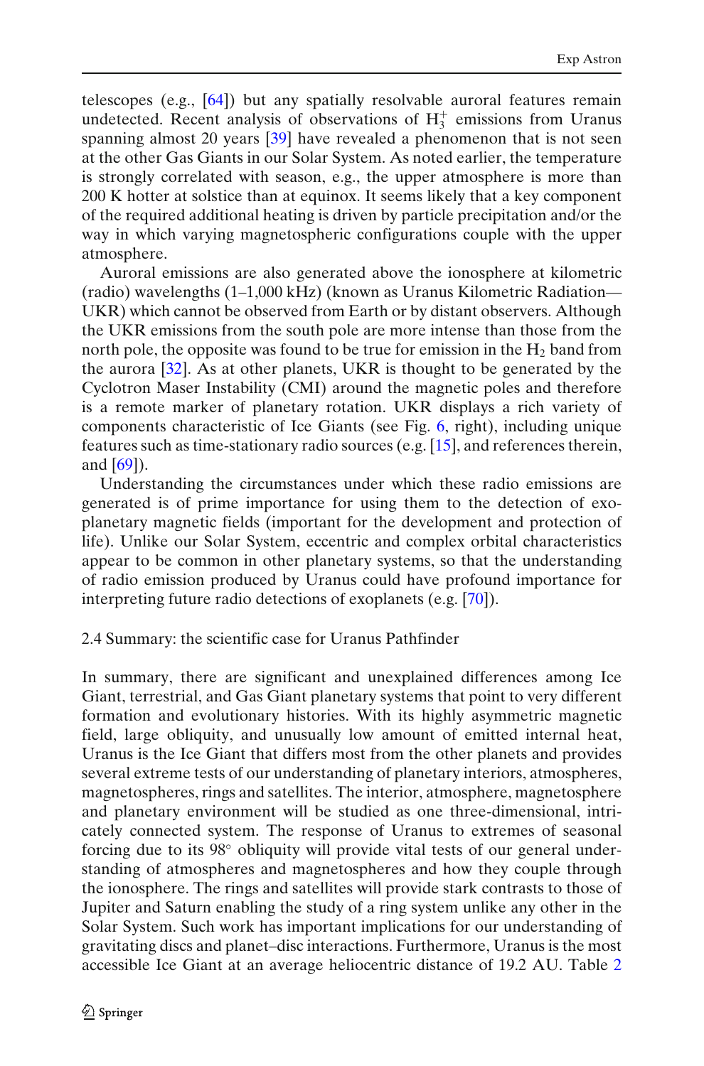telescopes (e.g., [64]) but any spatially resolvable auroral features remain undetected. Recent analysis of observations of $H_3^+$ emissions from Uranus spanning almost 20 years [39] have revealed a phenomenon that is not seen at the other Gas Giants in our Solar System. As noted earlier, the temperature is strongly correlated with season, e.g., the upper atmosphere is more than 200 K hotter at solstice than at equinox. It seems likely that a key component of the required additional heating is driven by particle precipitation and/or the way in which varying magnetospheric configurations couple with the upper atmosphere.

Auroral emissions are also generated above the ionosphere at kilometric (radio) wavelengths (1–1,000 kHz) (known as Uranus Kilometric Radiation—UKR) which cannot be observed from Earth or by distant observers. Although the UKR emissions from the south pole are more intense than those from the north pole, the opposite was found to be true for emission in the $H_2$ band from the aurora [32]. As at other planets, UKR is thought to be generated by the Cyclotron Maser Instability (CMI) around the magnetic poles and therefore is a remote marker of planetary rotation. UKR displays a rich variety of components characteristic of Ice Giants (see Fig. 6, right), including unique features such as time-stationary radio sources (e.g. [15], and references therein, and [69]).

Understanding the circumstances under which these radio emissions are generated is of prime importance for using them to the detection of exoplanetary magnetic fields (important for the development and protection of life). Unlike our Solar System, eccentric and complex orbital characteristics appear to be common in other planetary systems, so that the understanding of radio emission produced by Uranus could have profound importance for interpreting future radio detections of exoplanets (e.g. [70]).

### 2.4 Summary: the scientific case for Uranus Pathfinder

In summary, there are significant and unexplained differences among Ice Giant, terrestrial, and Gas Giant planetary systems that point to very different formation and evolutionary histories. With its highly asymmetric magnetic field, large obliquity, and unusually low amount of emitted internal heat, Uranus is the Ice Giant that differs most from the other planets and provides several extreme tests of our understanding of planetary interiors, atmospheres, magnetospheres, rings and satellites. The interior, atmosphere, magnetosphere and planetary environment will be studied as one three-dimensional, intricately connected system. The response of Uranus to extremes of seasonal forcing due to its 98° obliquity will provide vital tests of our general understanding of atmospheres and magnetospheres and how they couple through the ionosphere. The rings and satellites will provide stark contrasts to those of Jupiter and Saturn enabling the study of a ring system unlike any other in the Solar System. Such work has important implications for our understanding of gravitating discs and planet–disc interactions. Furthermore, Uranus is the most accessible Ice Giant at an average heliocentric distance of 19.2 AU. Table 2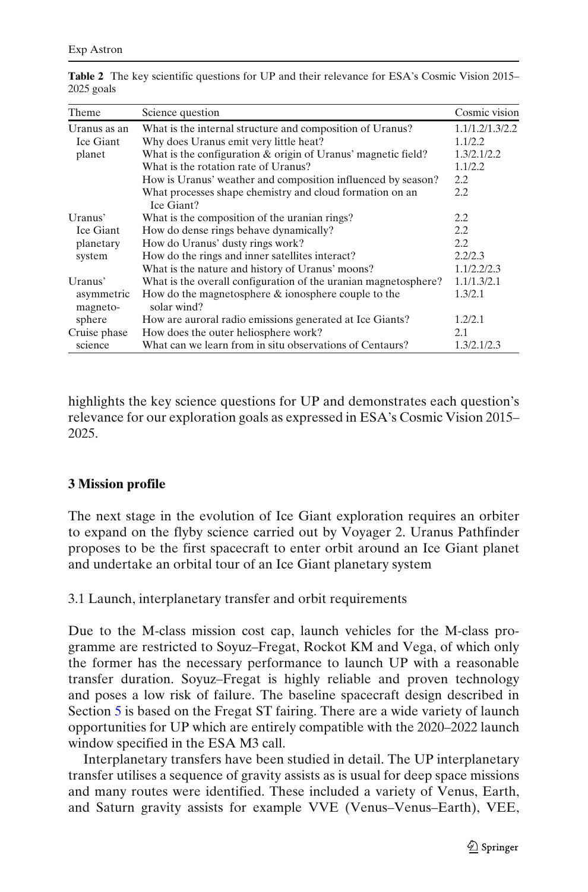**Table 2** The key scientific questions for UP and their relevance for ESA's Cosmic Vision 2015–2025 goals

| Theme | Science question | Cosmic vision |
|---|---|---|
| Uranus as an Ice Giant planet | What is the internal structure and composition of Uranus? | 1.1/1.2/1.3/2.2 |
| | Why does Uranus emit very little heat? | 1.1/2.2 |
| | What is the configuration & origin of Uranus' magnetic field? | 1.3/2.1/2.2 |
| | What is the rotation rate of Uranus? | 1.1/2.2 |
| | How is Uranus' weather and composition influenced by season? | 2.2 |
| | What processes shape chemistry and cloud formation on an Ice Giant? | 2.2 |
| Uranus' Ice Giant planetary system | What is the composition of the uranian rings? | 2.2 |
| | How do dense rings behave dynamically? | 2.2 |
| | How do Uranus' dusty rings work? | 2.2 |
| | How do the rings and inner satellites interact? | 2.2/2.3 |
| | What is the nature and history of Uranus' moons? | 1.1/2.2/2.3 |
| Uranus' asymmetric magneto-sphere | What is the overall configuration of the uranian magnetosphere? | 1.1/1.3/2.1 |
| | How do the magnetosphere & ionosphere couple to the solar wind? | 1.3/2.1 |
| | How are auroral radio emissions generated at Ice Giants? | 1.2/2.1 |
| Cruise phase science | How does the outer heliosphere work? | 2.1 |
| | What can we learn from in situ observations of Centaurs? | 1.3/2.1/2.3 |

highlights the key science questions for UP and demonstrates each question's relevance for our exploration goals as expressed in ESA's Cosmic Vision 2015–2025.

## 3 Mission profile

The next stage in the evolution of Ice Giant exploration requires an orbiter to expand on the flyby science carried out by Voyager 2. Uranus Pathfinder proposes to be the first spacecraft to enter orbit around an Ice Giant planet and undertake an orbital tour of an Ice Giant planetary system

### 3.1 Launch, interplanetary transfer and orbit requirements

Due to the M-class mission cost cap, launch vehicles for the M-class programme are restricted to Soyuz–Fregat, Rockot KM and Vega, of which only the former has the necessary performance to launch UP with a reasonable transfer duration. Soyuz–Fregat is highly reliable and proven technology and poses a low risk of failure. The baseline spacecraft design described in Section 5 is based on the Fregat ST fairing. There are a wide variety of launch opportunities for UP which are entirely compatible with the 2020–2022 launch window specified in the ESA M3 call.

Interplanetary transfers have been studied in detail. The UP interplanetary transfer utilises a sequence of gravity assists as is usual for deep space missions and many routes were identified. These included a variety of Venus, Earth, and Saturn gravity assists for example VVE (Venus–Venus–Earth), VEE,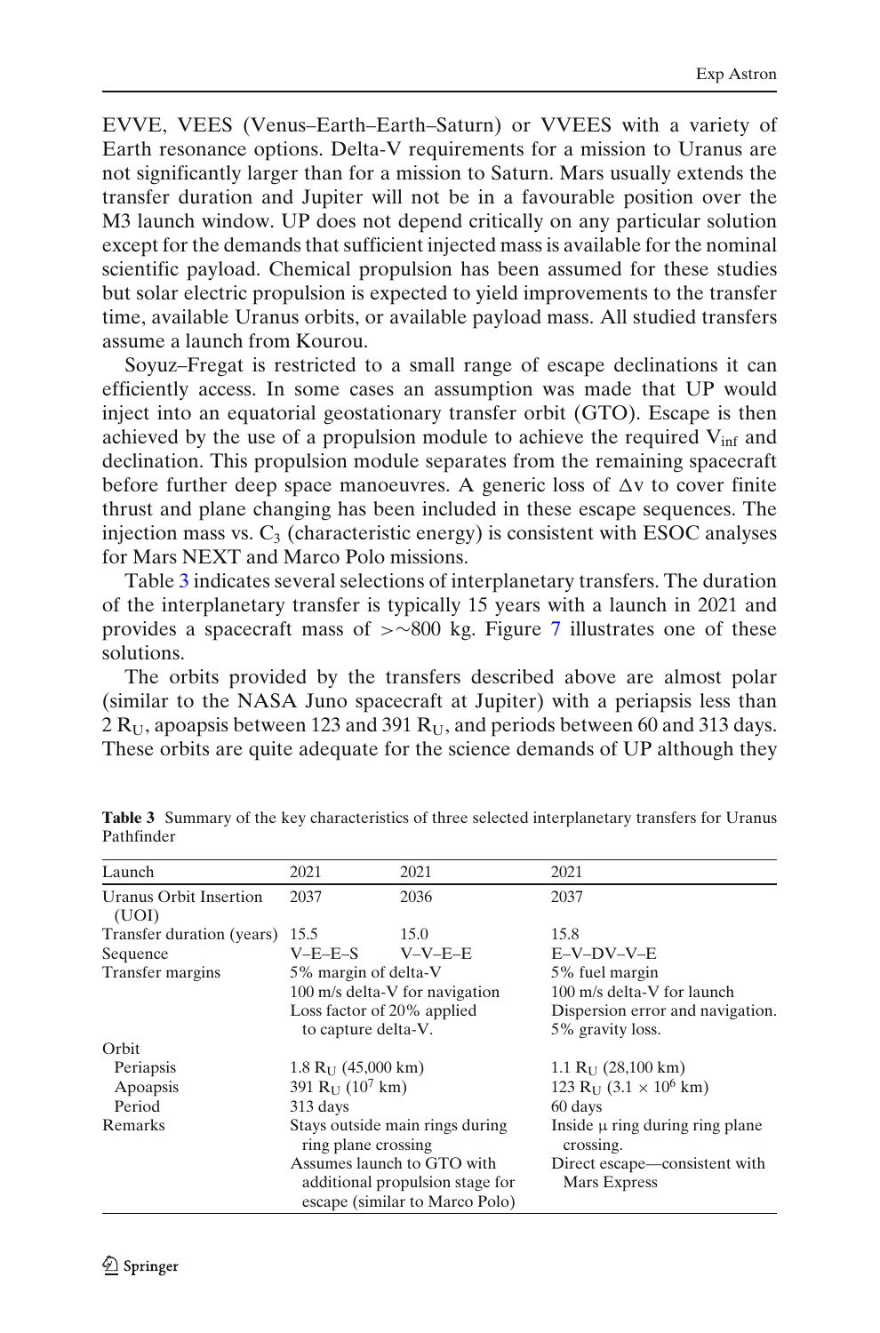EVVE, VEES (Venus–Earth–Earth–Saturn) or VVEES with a variety of Earth resonance options. Delta-V requirements for a mission to Uranus are not significantly larger than for a mission to Saturn. Mars usually extends the transfer duration and Jupiter will not be in a favourable position over the M3 launch window. UP does not depend critically on any particular solution except for the demands that sufficient injected mass is available for the nominal scientific payload. Chemical propulsion has been assumed for these studies but solar electric propulsion is expected to yield improvements to the transfer time, available Uranus orbits, or available payload mass. All studied transfers assume a launch from Kourou.

Soyuz–Fregat is restricted to a small range of escape declinations it can efficiently access. In some cases an assumption was made that UP would inject into an equatorial geostationary transfer orbit (GTO). Escape is then achieved by the use of a propulsion module to achieve the required $V_{inf}$ and declination. This propulsion module separates from the remaining spacecraft before further deep space manoeuvres. A generic loss of $\Delta v$ to cover finite thrust and plane changing has been included in these escape sequences. The injection mass vs. $C_3$ (characteristic energy) is consistent with ESOC analyses for Mars NEXT and Marco Polo missions.

Table 3 indicates several selections of interplanetary transfers. The duration of the interplanetary transfer is typically 15 years with a launch in 2021 and provides a spacecraft mass of $>\sim$800 kg. Figure 7 illustrates one of these solutions.

The orbits provided by the transfers described above are almost polar (similar to the NASA Juno spacecraft at Jupiter) with a periapsis less than 2 $R_U$, apoapsis between 123 and 391 $R_U$, and periods between 60 and 313 days. These orbits are quite adequate for the science demands of UP although they

**Table 3** Summary of the key characteristics of three selected interplanetary transfers for Uranus Pathfinder

| Launch | 2021 | 2021 | 2021 |
|---|---|---|---|
| Uranus Orbit Insertion (UOI) | 2037 | 2036 | 2037 |
| Transfer duration (years) | 15.5 | 15.0 | 15.8 |
| Sequence | V–E–E–S | V–V–E–E | E–V–DV–V–E |
| Transfer margins | 5% margin of delta-V<br>100 m/s delta-V for navigation<br>Loss factor of 20% applied to capture delta-V. | | 5% fuel margin<br>100 m/s delta-V for launch<br>Dispersion error and navigation.<br>5% gravity loss. |
| Orbit | | | |
| Periapsis | 1.8 $R_U$ (45,000 km) | | 1.1 $R_U$ (28,100 km) |
| Apoapsis | 391 $R_U$ ($10^7$ km) | | 123 $R_U$ ($3.1 \times 10^6$ km) |
| Period | 313 days | | 60 days |
| Remarks | Stays outside main rings during ring plane crossing<br>Assumes launch to GTO with additional propulsion stage for escape (similar to Marco Polo) | | Inside μ ring during ring plane crossing.<br>Direct escape—consistent with Mars Express |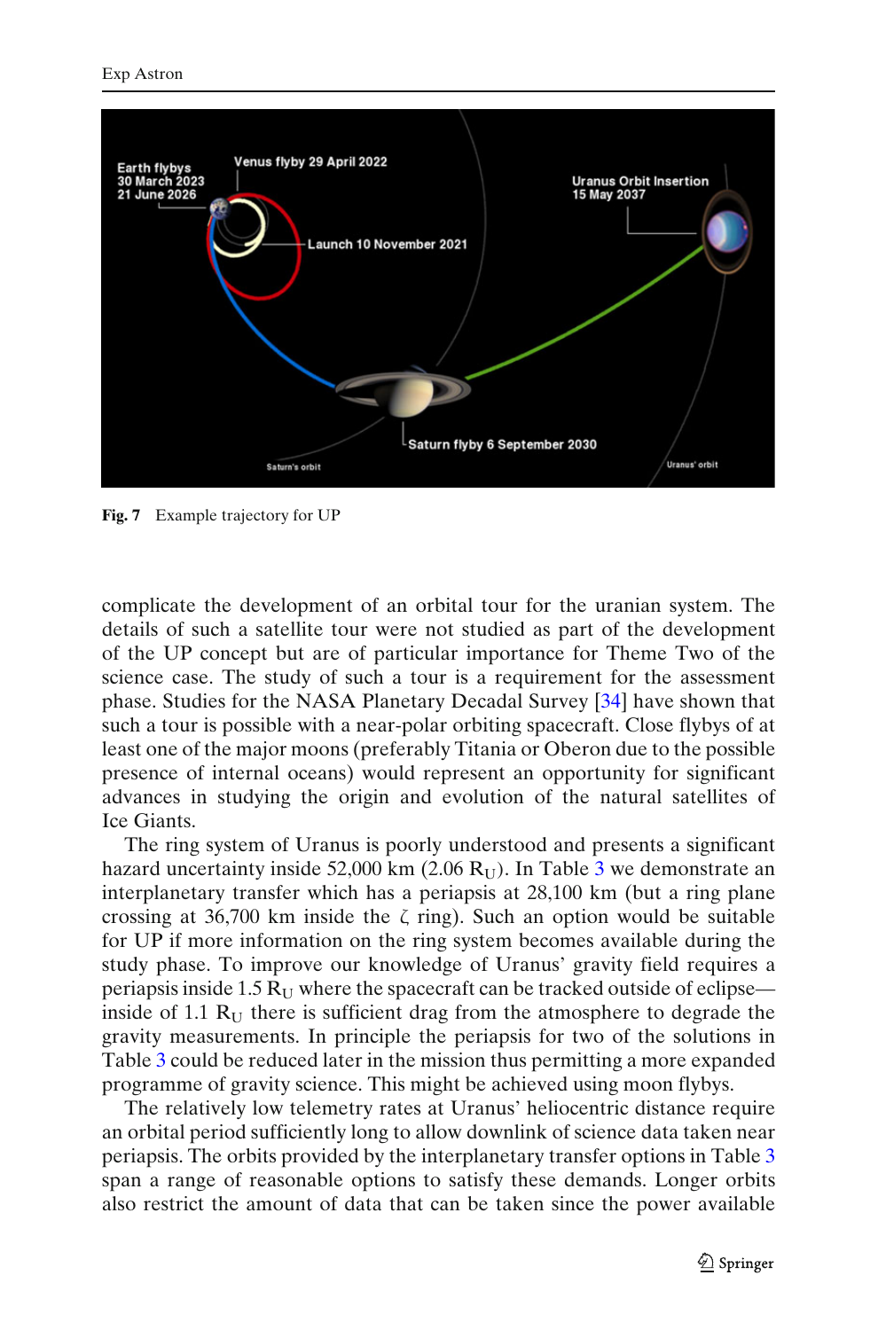Fig. 7 Example trajectory for UP

complicate the development of an orbital tour for the uranian system. The details of such a satellite tour were not studied as part of the development of the UP concept but are of particular importance for Theme Two of the science case. The study of such a tour is a requirement for the assessment phase. Studies for the NASA Planetary Decadal Survey [34] have shown that such a tour is possible with a near-polar orbiting spacecraft. Close flybys of at least one of the major moons (preferably Titania or Oberon due to the possible presence of internal oceans) would represent an opportunity for significant advances in studying the origin and evolution of the natural satellites of Ice Giants.

The ring system of Uranus is poorly understood and presents a significant hazard uncertainty inside 52,000 km (2.06 $R_U$). In Table 3 we demonstrate an interplanetary transfer which has a periapsis at 28,100 km (but a ring plane crossing at 36,700 km inside the $\zeta$ ring). Such an option would be suitable for UP if more information on the ring system becomes available during the study phase. To improve our knowledge of Uranus' gravity field requires a periapsis inside 1.5 $R_U$ where the spacecraft can be tracked outside of eclipse—inside of 1.1 $R_U$ there is sufficient drag from the atmosphere to degrade the gravity measurements. In principle the periapsis for two of the solutions in Table 3 could be reduced later in the mission thus permitting a more expanded programme of gravity science. This might be achieved using moon flybys.

The relatively low telemetry rates at Uranus' heliocentric distance require an orbital period sufficiently long to allow downlink of science data taken near periapsis. The orbits provided by the interplanetary transfer options in Table 3 span a range of reasonable options to satisfy these demands. Longer orbits also restrict the amount of data that can be taken since the power available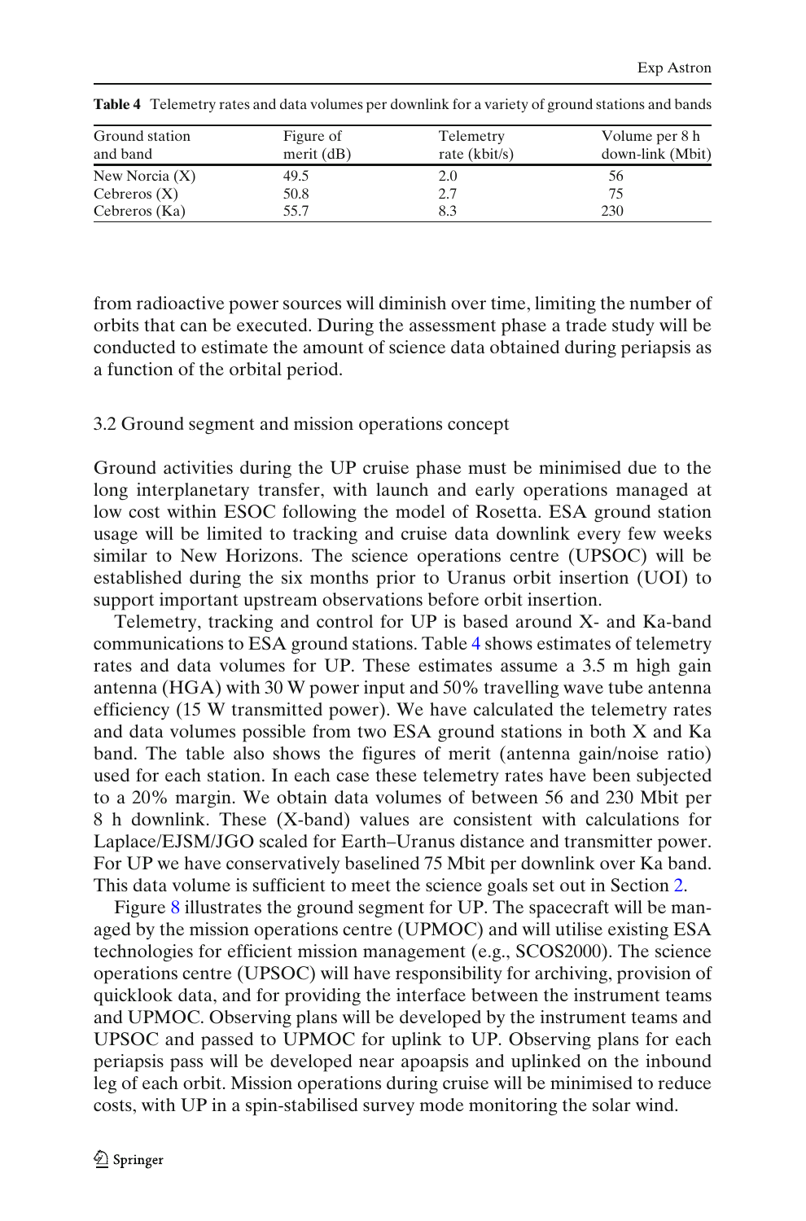**Table 4** Telemetry rates and data volumes per downlink for a variety of ground stations and bands

| Ground station and band | Figure of merit (dB) | Telemetry rate (kbit/s) | Volume per 8 h down-link (Mbit) |
|---|---|---|---|
| New Norcia (X) | 49.5 | 2.0 | 56 |
| Cebreros (X) | 50.8 | 2.7 | 75 |
| Cebreros (Ka) | 55.7 | 8.3 | 230 |

from radioactive power sources will diminish over time, limiting the number of orbits that can be executed. During the assessment phase a trade study will be conducted to estimate the amount of science data obtained during periapsis as a function of the orbital period.

### 3.2 Ground segment and mission operations concept

Ground activities during the UP cruise phase must be minimised due to the long interplanetary transfer, with launch and early operations managed at low cost within ESOC following the model of Rosetta. ESA ground station usage will be limited to tracking and cruise data downlink every few weeks similar to New Horizons. The science operations centre (UPSOC) will be established during the six months prior to Uranus orbit insertion (UOI) to support important upstream observations before orbit insertion.

Telemetry, tracking and control for UP is based around X- and Ka-band communications to ESA ground stations. Table 4 shows estimates of telemetry rates and data volumes for UP. These estimates assume a 3.5 m high gain antenna (HGA) with 30 W power input and 50% travelling wave tube antenna efficiency (15 W transmitted power). We have calculated the telemetry rates and data volumes possible from two ESA ground stations in both X and Ka band. The table also shows the figures of merit (antenna gain/noise ratio) used for each station. In each case these telemetry rates have been subjected to a 20% margin. We obtain data volumes of between 56 and 230 Mbit per 8 h downlink. These (X-band) values are consistent with calculations for Laplace/EJSM/JGO scaled for Earth–Uranus distance and transmitter power. For UP we have conservatively baselined 75 Mbit per downlink over Ka band. This data volume is sufficient to meet the science goals set out in Section 2.

Figure 8 illustrates the ground segment for UP. The spacecraft will be managed by the mission operations centre (UPMOC) and will utilise existing ESA technologies for efficient mission management (e.g., SCOS2000). The science operations centre (UPSOC) will have responsibility for archiving, provision of quicklook data, and for providing the interface between the instrument teams and UPMOC. Observing plans will be developed by the instrument teams and UPSOC and passed to UPMOC for uplink to UP. Observing plans for each periapsis pass will be developed near apoapsis and uplinked on the inbound leg of each orbit. Mission operations during cruise will be minimised to reduce costs, with UP in a spin-stabilised survey mode monitoring the solar wind.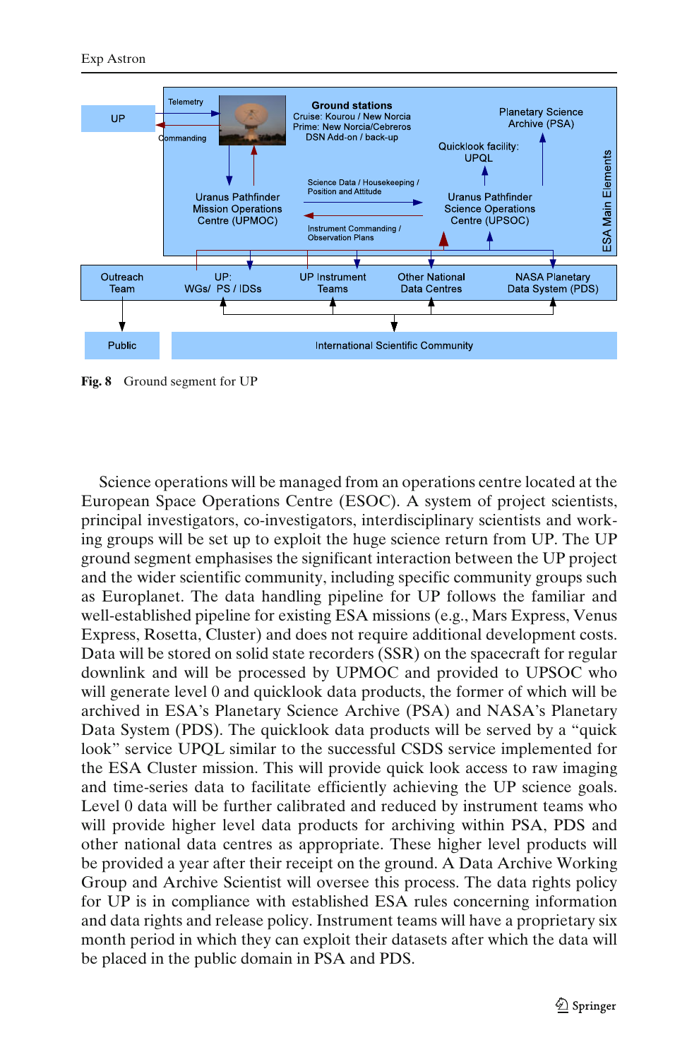Fig. 8 Ground segment for UP

Science operations will be managed from an operations centre located at the European Space Operations Centre (ESOC). A system of project scientists, principal investigators, co-investigators, interdisciplinary scientists and working groups will be set up to exploit the huge science return from UP. The UP ground segment emphasises the significant interaction between the UP project and the wider scientific community, including specific community groups such as Europlanet. The data handling pipeline for UP follows the familiar and well-established pipeline for existing ESA missions (e.g., Mars Express, Venus Express, Rosetta, Cluster) and does not require additional development costs. Data will be stored on solid state recorders (SSR) on the spacecraft for regular downlink and will be processed by UPMOC and provided to UPSOC who will generate level 0 and quicklook data products, the former of which will be archived in ESA's Planetary Science Archive (PSA) and NASA's Planetary Data System (PDS). The quicklook data products will be served by a "quick look" service UPQL similar to the successful CSDS service implemented for the ESA Cluster mission. This will provide quick look access to raw imaging and time-series data to facilitate efficiently achieving the UP science goals. Level 0 data will be further calibrated and reduced by instrument teams who will provide higher level data products for archiving within PSA, PDS and other national data centres as appropriate. These higher level products will be provided a year after their receipt on the ground. A Data Archive Working Group and Archive Scientist will oversee this process. The data rights policy for UP is in compliance with established ESA rules concerning information and data rights and release policy. Instrument teams will have a proprietary six month period in which they can exploit their datasets after which the data will be placed in the public domain in PSA and PDS.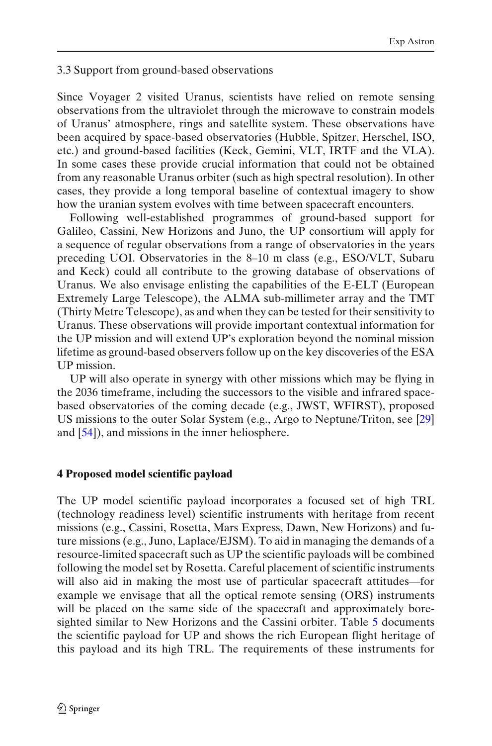### 3.3 Support from ground-based observations

Since Voyager 2 visited Uranus, scientists have relied on remote sensing observations from the ultraviolet through the microwave to constrain models of Uranus' atmosphere, rings and satellite system. These observations have been acquired by space-based observatories (Hubble, Spitzer, Herschel, ISO, etc.) and ground-based facilities (Keck, Gemini, VLT, IRTF and the VLA). In some cases these provide crucial information that could not be obtained from any reasonable Uranus orbiter (such as high spectral resolution). In other cases, they provide a long temporal baseline of contextual imagery to show how the uranian system evolves with time between spacecraft encounters.

Following well-established programmes of ground-based support for Galileo, Cassini, New Horizons and Juno, the UP consortium will apply for a sequence of regular observations from a range of observatories in the years preceding UOI. Observatories in the 8–10 m class (e.g., ESO/VLT, Subaru and Keck) could all contribute to the growing database of observations of Uranus. We also envisage enlisting the capabilities of the E-ELT (European Extremely Large Telescope), the ALMA sub-millimeter array and the TMT (Thirty Metre Telescope), as and when they can be tested for their sensitivity to Uranus. These observations will provide important contextual information for the UP mission and will extend UP's exploration beyond the nominal mission lifetime as ground-based observers follow up on the key discoveries of the ESA UP mission.

UP will also operate in synergy with other missions which may be flying in the 2036 timeframe, including the successors to the visible and infrared space-based observatories of the coming decade (e.g., JWST, WFIRST), proposed US missions to the outer Solar System (e.g., Argo to Neptune/Triton, see [29] and [54]), and missions in the inner heliosphere.

## 4 Proposed model scientific payload

The UP model scientific payload incorporates a focused set of high TRL (technology readiness level) scientific instruments with heritage from recent missions (e.g., Cassini, Rosetta, Mars Express, Dawn, New Horizons) and future missions (e.g., Juno, Laplace/EJSM). To aid in managing the demands of a resource-limited spacecraft such as UP the scientific payloads will be combined following the model set by Rosetta. Careful placement of scientific instruments will also aid in making the most use of particular spacecraft attitudes—for example we envisage that all the optical remote sensing (ORS) instruments will be placed on the same side of the spacecraft and approximately boresighted similar to New Horizons and the Cassini orbiter. Table 5 documents the scientific payload for UP and shows the rich European flight heritage of this payload and its high TRL. The requirements of these instruments for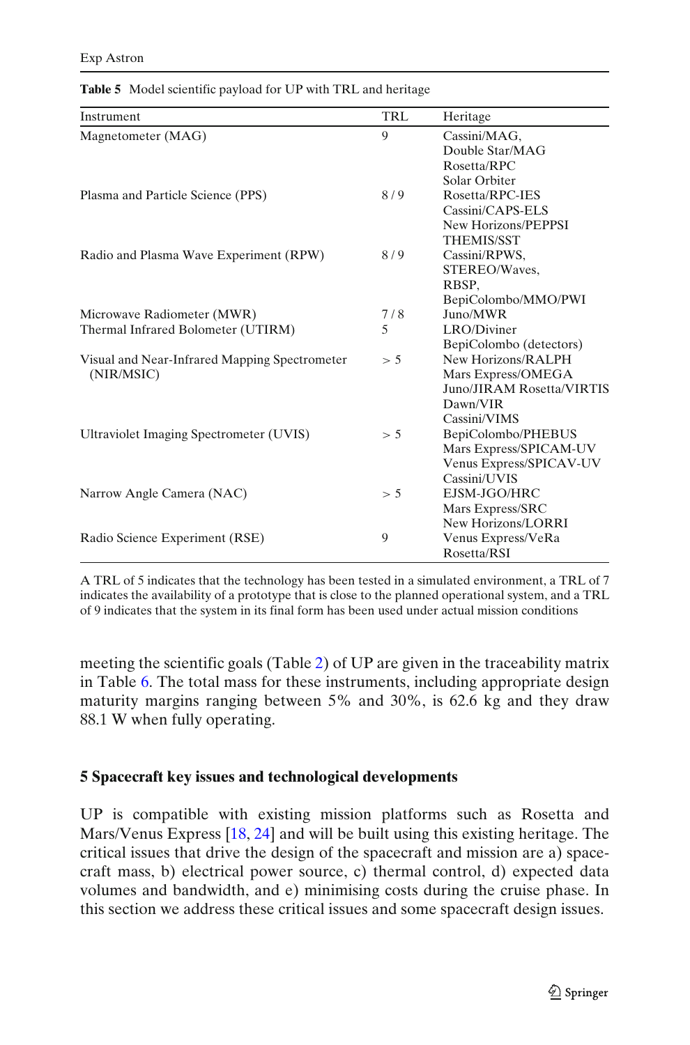**Table 5** Model scientific payload for UP with TRL and heritage

| Instrument | TRL | Heritage |
|---|---|---|
| Magnetometer (MAG) | 9 | Cassini/MAG, Double Star/MAG Rosetta/RPC Solar Orbiter |
| Plasma and Particle Science (PPS) | 8 / 9 | Rosetta/RPC-IES Cassini/CAPS-ELS New Horizons/PEPPSI THEMIS/SST |
| Radio and Plasma Wave Experiment (RPW) | 8 / 9 | Cassini/RPWS, STEREO/Waves, RBSP, BepiColombo/MMO/PWI |
| Microwave Radiometer (MWR) | 7 / 8 | Juno/MWR |
| Thermal Infrared Bolometer (UTIRM) | 5 | LRO/Diviner BepiColombo (detectors) |
| Visual and Near-Infrared Mapping Spectrometer (NIR/MSIC) | > 5 | New Horizons/RALPH Mars Express/OMEGA Juno/JIRAM Rosetta/VIRTIS Dawn/VIR Cassini/VIMS |
| Ultraviolet Imaging Spectrometer (UVIS) | > 5 | BepiColombo/PHEBUS Mars Express/SPICAM-UV Venus Express/SPICAV-UV Cassini/UVIS |
| Narrow Angle Camera (NAC) | > 5 | EJSM-JGO/HRC Mars Express/SRC New Horizons/LORRI |
| Radio Science Experiment (RSE) | 9 | Venus Express/VeRa Rosetta/RSI |

A TRL of 5 indicates that the technology has been tested in a simulated environment, a TRL of 7 indicates the availability of a prototype that is close to the planned operational system, and a TRL of 9 indicates that the system in its final form has been used under actual mission conditions

meeting the scientific goals (Table 2) of UP are given in the traceability matrix in Table 6. The total mass for these instruments, including appropriate design maturity margins ranging between 5% and 30%, is 62.6 kg and they draw 88.1 W when fully operating.

## 5 Spacecraft key issues and technological developments

UP is compatible with existing mission platforms such as Rosetta and Mars/Venus Express [18, 24] and will be built using this existing heritage. The critical issues that drive the design of the spacecraft and mission are a) spacecraft mass, b) electrical power source, c) thermal control, d) expected data volumes and bandwidth, and e) minimising costs during the cruise phase. In this section we address these critical issues and some spacecraft design issues.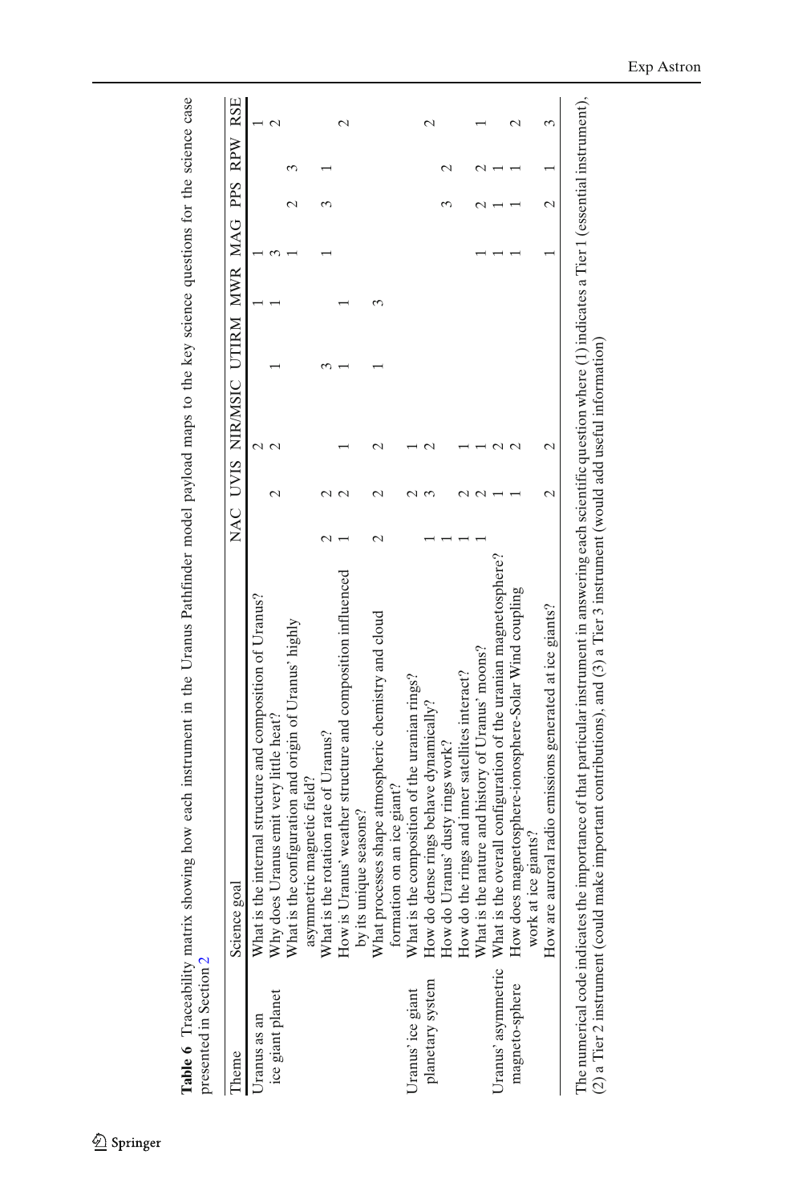**Table 6** Traceability matrix showing how each instrument in the Uranus Pathfinder model payload maps to the key science questions for the science case presented in Section 2

| Theme | Science goal | NAC | UVIS | NIR/MSIC | UTIRM | MWR | MAG | PPS | RPW | RSE |
|---|---|---|---|---|---|---|---|---|---|---|
| Uranus as an ice giant planet | What is the internal structure and composition of Uranus? | | | 2 | | 1 | 1 | | | 1 |
| | Why does Uranus emit very little heat? | | 2 | 2 | 1 | 1 | 3 | | | 2 |
| | What is the configuration and origin of Uranus' highly asymmetric magnetic field? | | | | | | 1 | 2 | 3 | |
| | What is the rotation rate of Uranus? | 2 | 2 | | 3 | | 1 | 3 | 1 | |
| | How is Uranus' weather structure and composition influenced by its unique seasons? | 1 | 2 | 1 | 1 | 1 | | | | 2 |
| | What processes shape atmospheric chemistry and cloud formation on an ice giant? | 2 | 2 | 2 | 1 | 3 | | | | |
| Uranus' ice giant planetary system | What is the composition of the uranian rings? | | 2 | 1 | | | | | | |
| | How do dense rings behave dynamically? | 1 | 3 | 2 | | | | | | 2 |
| | How do Uranus' dusty rings work? | 1 | | | | | | 3 | 2 | |
| | How do the rings and inner satellites interact? | 1 | 2 | 1 | | | | | | |
| | What is the nature and history of Uranus' moons? | 1 | 2 | 1 | | | 1 | 2 | 2 | 1 |
| Uranus' asymmetric magneto-sphere | What is the overall configuration of the uranian magnetosphere? | | 1 | 2 | | | 1 | 1 | 1 | |
| | How does magnetosphere-ionosphere-Solar Wind coupling work at ice giants? | | 1 | 2 | | | 1 | 1 | 1 | 2 |
| | How are auroral radio emissions generated at ice giants? | | 2 | 2 | | | 1 | 2 | 1 | 3 |

The numerical code indicates the importance of that particular instrument in answering each scientific question where (1) indicates a Tier 1 (essential instrument), (2) a Tier 2 instrument (could make important contributions), and (3) a Tier 3 instrument (would add useful information)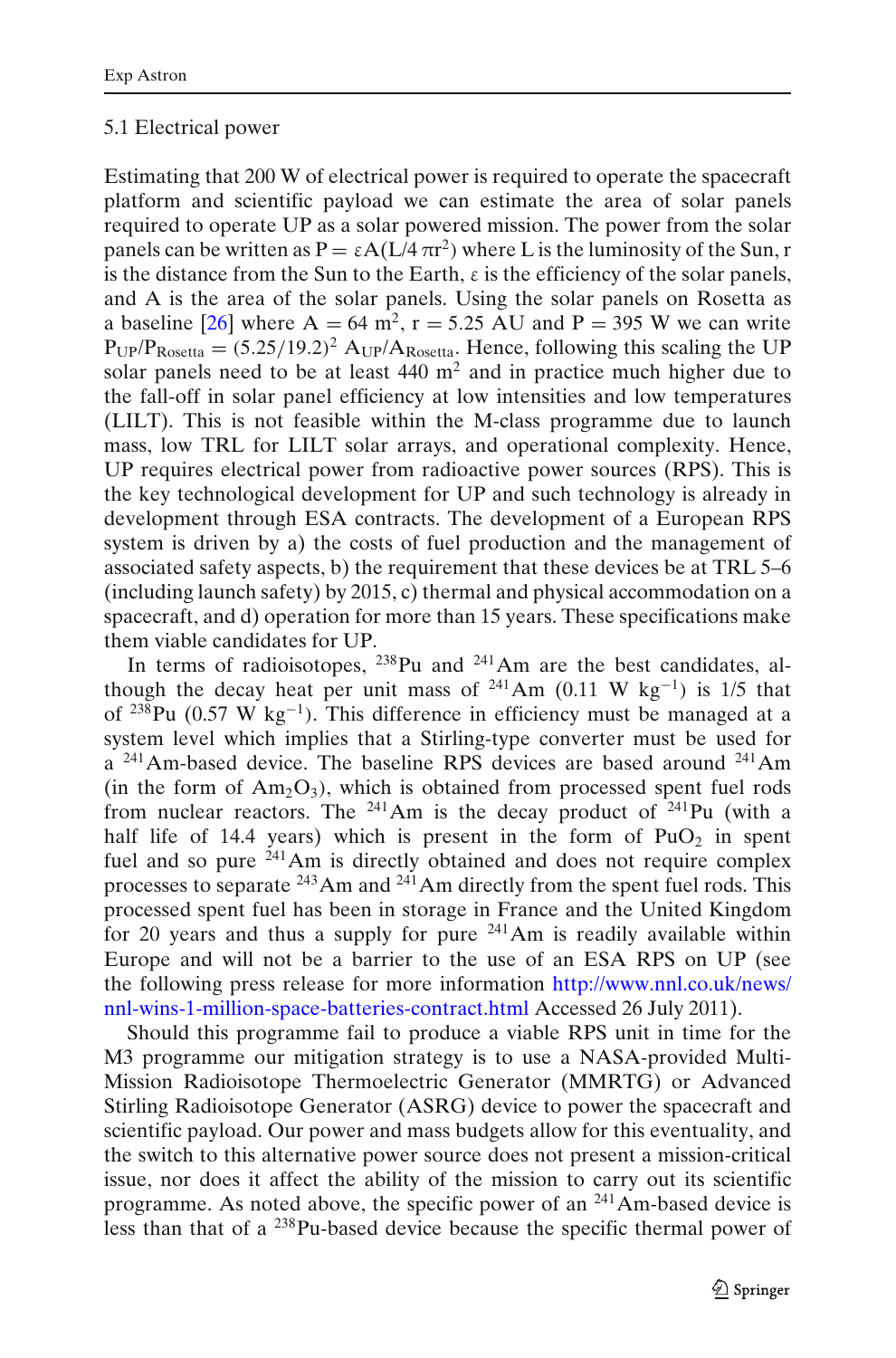### 5.1 Electrical power

Estimating that 200 W of electrical power is required to operate the spacecraft platform and scientific payload we can estimate the area of solar panels required to operate UP as a solar powered mission. The power from the solar panels can be written as $P = \varepsilon A(L/4\pi r^2)$ where L is the luminosity of the Sun, r is the distance from the Sun to the Earth, ε is the efficiency of the solar panels, and A is the area of the solar panels. Using the solar panels on Rosetta as a baseline [26] where $A = 64$ m$^2$, $r = 5.25$ AU and $P = 395$ W we can write $P_{UP}/P_{Rosetta} = (5.25/19.2)^2\, A_{UP}/A_{Rosetta}$. Hence, following this scaling the UP solar panels need to be at least 440 m$^2$ and in practice much higher due to the fall-off in solar panel efficiency at low intensities and low temperatures (LILT). This is not feasible within the M-class programme due to launch mass, low TRL for LILT solar arrays, and operational complexity. Hence, UP requires electrical power from radioactive power sources (RPS). This is the key technological development for UP and such technology is already in development through ESA contracts. The development of a European RPS system is driven by a) the costs of fuel production and the management of associated safety aspects, b) the requirement that these devices be at TRL 5–6 (including launch safety) by 2015, c) thermal and physical accommodation on a spacecraft, and d) operation for more than 15 years. These specifications make them viable candidates for UP.

In terms of radioisotopes, $^{238}$Pu and $^{241}$Am are the best candidates, although the decay heat per unit mass of $^{241}$Am (0.11 W kg$^{-1}$) is 1/5 that of $^{238}$Pu (0.57 W kg$^{-1}$). This difference in efficiency must be managed at a system level which implies that a Stirling-type converter must be used for a $^{241}$Am-based device. The baseline RPS devices are based around $^{241}$Am (in the form of $Am_2O_3$), which is obtained from processed spent fuel rods from nuclear reactors. The $^{241}$Am is the decay product of $^{241}$Pu (with a half life of 14.4 years) which is present in the form of $PuO_2$ in spent fuel and so pure $^{241}$Am is directly obtained and does not require complex processes to separate $^{243}$Am and $^{241}$Am directly from the spent fuel rods. This processed spent fuel has been in storage in France and the United Kingdom for 20 years and thus a supply for pure $^{241}$Am is readily available within Europe and will not be a barrier to the use of an ESA RPS on UP (see the following press release for more information http://www.nnl.co.uk/news/nnl-wins-1-million-space-batteries-contract.html Accessed 26 July 2011).

Should this programme fail to produce a viable RPS unit in time for the M3 programme our mitigation strategy is to use a NASA-provided Multi-Mission Radioisotope Thermoelectric Generator (MMRTG) or Advanced Stirling Radioisotope Generator (ASRG) device to power the spacecraft and scientific payload. Our power and mass budgets allow for this eventuality, and the switch to this alternative power source does not present a mission-critical issue, nor does it affect the ability of the mission to carry out its scientific programme. As noted above, the specific power of an $^{241}$Am-based device is less than that of a $^{238}$Pu-based device because the specific thermal power of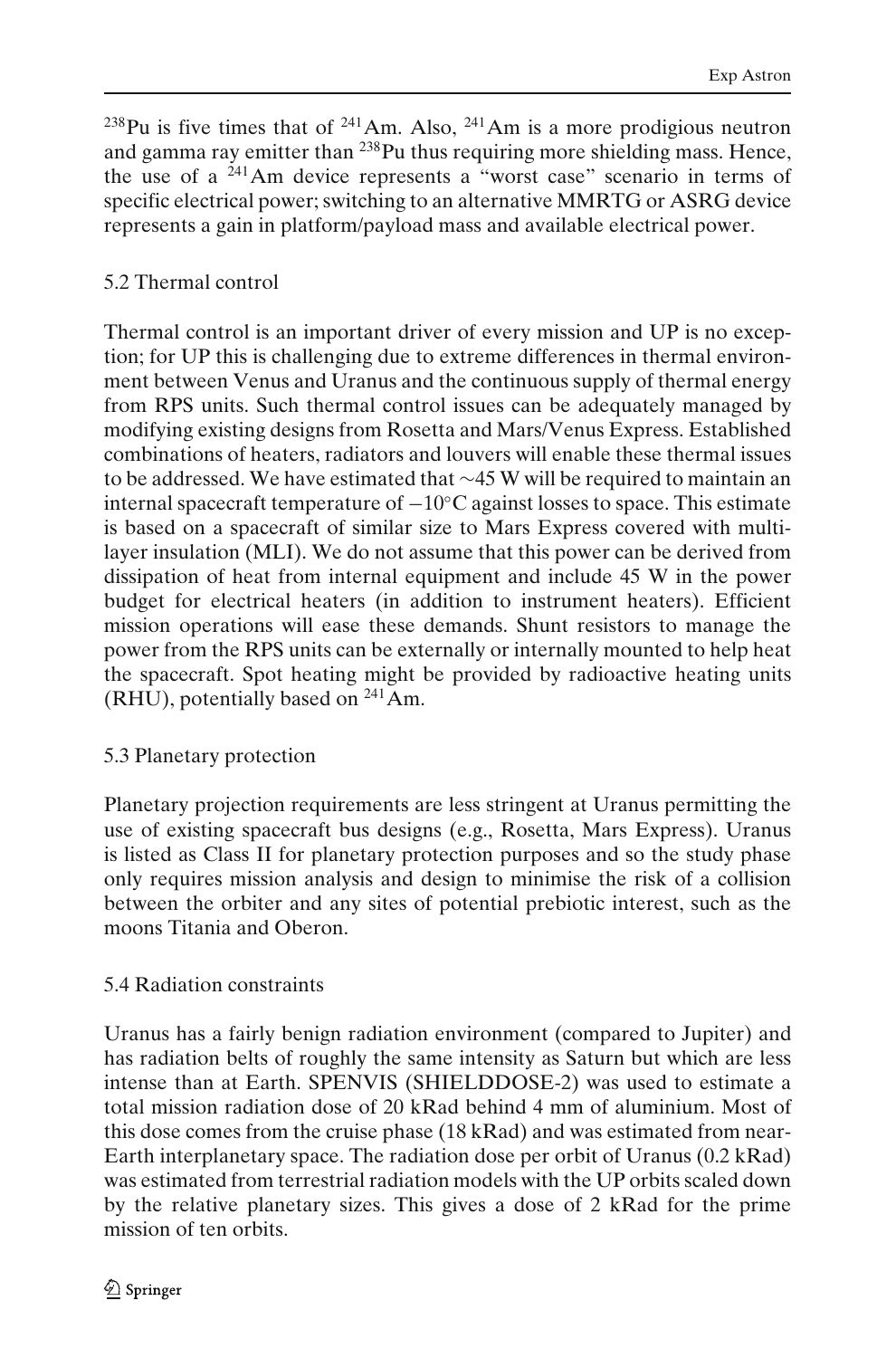$^{238}$Pu is five times that of $^{241}$Am. Also, $^{241}$Am is a more prodigious neutron and gamma ray emitter than $^{238}$Pu thus requiring more shielding mass. Hence, the use of a $^{241}$Am device represents a "worst case" scenario in terms of specific electrical power; switching to an alternative MMRTG or ASRG device represents a gain in platform/payload mass and available electrical power.

### 5.2 Thermal control

Thermal control is an important driver of every mission and UP is no exception; for UP this is challenging due to extreme differences in thermal environment between Venus and Uranus and the continuous supply of thermal energy from RPS units. Such thermal control issues can be adequately managed by modifying existing designs from Rosetta and Mars/Venus Express. Established combinations of heaters, radiators and louvers will enable these thermal issues to be addressed. We have estimated that ~45 W will be required to maintain an internal spacecraft temperature of −10°C against losses to space. This estimate is based on a spacecraft of similar size to Mars Express covered with multi-layer insulation (MLI). We do not assume that this power can be derived from dissipation of heat from internal equipment and include 45 W in the power budget for electrical heaters (in addition to instrument heaters). Efficient mission operations will ease these demands. Shunt resistors to manage the power from the RPS units can be externally or internally mounted to help heat the spacecraft. Spot heating might be provided by radioactive heating units (RHU), potentially based on $^{241}$Am.

### 5.3 Planetary protection

Planetary projection requirements are less stringent at Uranus permitting the use of existing spacecraft bus designs (e.g., Rosetta, Mars Express). Uranus is listed as Class II for planetary protection purposes and so the study phase only requires mission analysis and design to minimise the risk of a collision between the orbiter and any sites of potential prebiotic interest, such as the moons Titania and Oberon.

### 5.4 Radiation constraints

Uranus has a fairly benign radiation environment (compared to Jupiter) and has radiation belts of roughly the same intensity as Saturn but which are less intense than at Earth. SPENVIS (SHIELDDOSE-2) was used to estimate a total mission radiation dose of 20 kRad behind 4 mm of aluminium. Most of this dose comes from the cruise phase (18 kRad) and was estimated from near-Earth interplanetary space. The radiation dose per orbit of Uranus (0.2 kRad) was estimated from terrestrial radiation models with the UP orbits scaled down by the relative planetary sizes. This gives a dose of 2 kRad for the prime mission of ten orbits.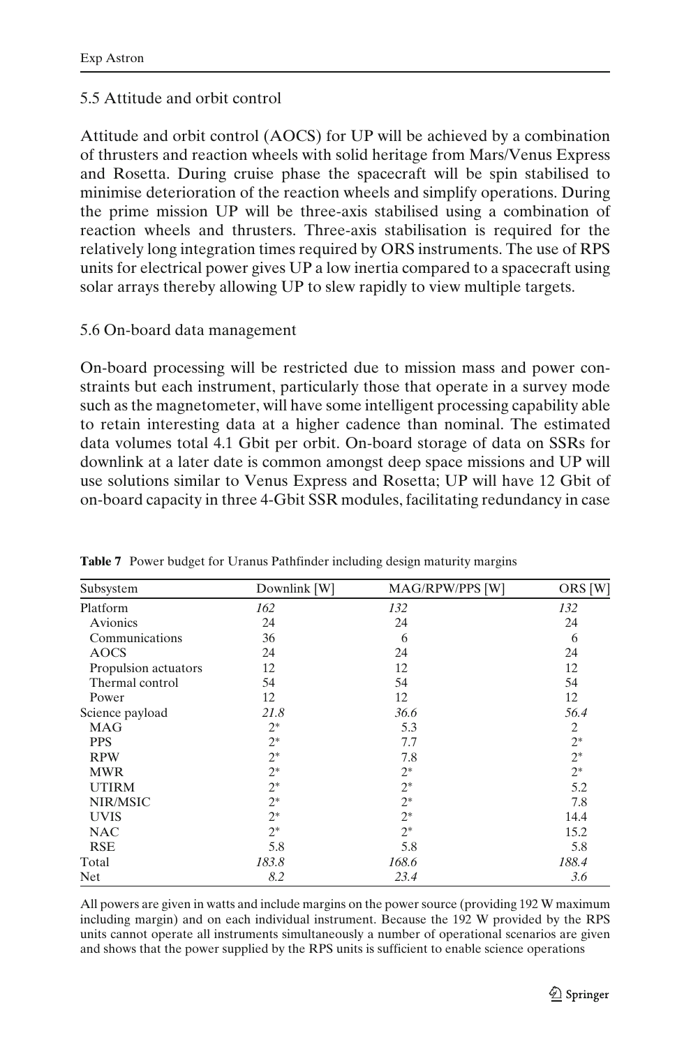### 5.5 Attitude and orbit control

Attitude and orbit control (AOCS) for UP will be achieved by a combination of thrusters and reaction wheels with solid heritage from Mars/Venus Express and Rosetta. During cruise phase the spacecraft will be spin stabilised to minimise deterioration of the reaction wheels and simplify operations. During the prime mission UP will be three-axis stabilised using a combination of reaction wheels and thrusters. Three-axis stabilisation is required for the relatively long integration times required by ORS instruments. The use of RPS units for electrical power gives UP a low inertia compared to a spacecraft using solar arrays thereby allowing UP to slew rapidly to view multiple targets.

### 5.6 On-board data management

On-board processing will be restricted due to mission mass and power constraints but each instrument, particularly those that operate in a survey mode such as the magnetometer, will have some intelligent processing capability able to retain interesting data at a higher cadence than nominal. The estimated data volumes total 4.1 Gbit per orbit. On-board storage of data on SSRs for downlink at a later date is common amongst deep space missions and UP will use solutions similar to Venus Express and Rosetta; UP will have 12 Gbit of on-board capacity in three 4-Gbit SSR modules, facilitating redundancy in case

**Table 7** Power budget for Uranus Pathfinder including design maturity margins

| Subsystem | Downlink [W] | MAG/RPW/PPS [W] | ORS [W] |
|---|---|---|---|
| Platform | *162* | *132* | *132* |
| Avionics | 24 | 24 | 24 |
| Communications | 36 | 6 | 6 |
| AOCS | 24 | 24 | 24 |
| Propulsion actuators | 12 | 12 | 12 |
| Thermal control | 54 | 54 | 54 |
| Power | 12 | 12 | 12 |
| Science payload | *21.8* | *36.6* | *56.4* |
| MAG | 2* | 5.3 | 2 |
| PPS | 2* | 7.7 | 2* |
| RPW | 2* | 7.8 | 2* |
| MWR | 2* | 2* | 2* |
| UTIRM | 2* | 2* | 5.2 |
| NIR/MSIC | 2* | 2* | 7.8 |
| UVIS | 2* | 2* | 14.4 |
| NAC | 2* | 2* | 15.2 |
| RSE | 5.8 | 5.8 | 5.8 |
| Total | *183.8* | *168.6* | *188.4* |
| Net | *8.2* | *23.4* | *3.6* |

All powers are given in watts and include margins on the power source (providing 192 W maximum including margin) and on each individual instrument. Because the 192 W provided by the RPS units cannot operate all instruments simultaneously a number of operational scenarios are given and shows that the power supplied by the RPS units is sufficient to enable science operations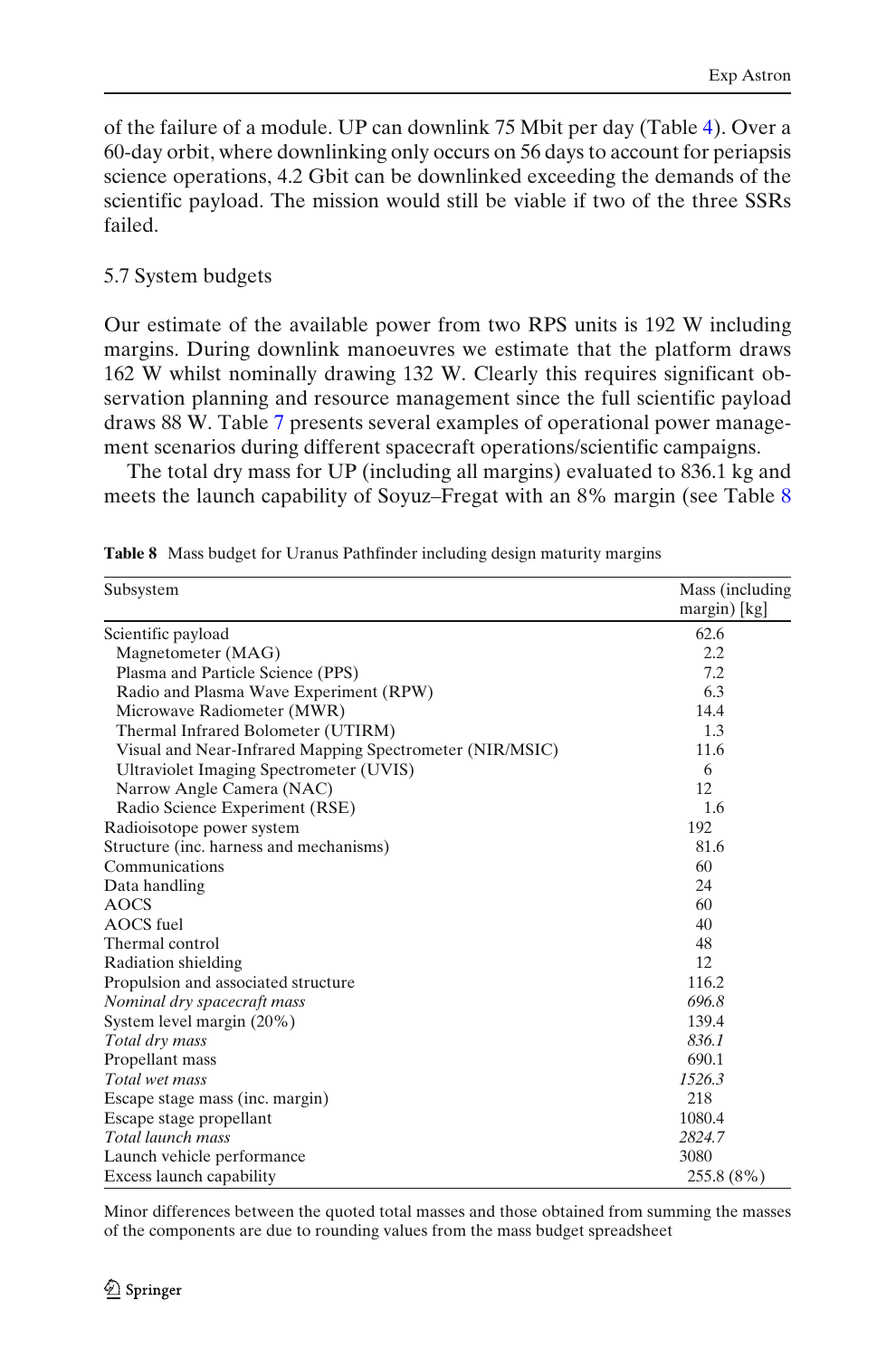of the failure of a module. UP can downlink 75 Mbit per day (Table 4). Over a 60-day orbit, where downlinking only occurs on 56 days to account for periapsis science operations, 4.2 Gbit can be downlinked exceeding the demands of the scientific payload. The mission would still be viable if two of the three SSRs failed.

### 5.7 System budgets

Our estimate of the available power from two RPS units is 192 W including margins. During downlink manoeuvres we estimate that the platform draws 162 W whilst nominally drawing 132 W. Clearly this requires significant observation planning and resource management since the full scientific payload draws 88 W. Table 7 presents several examples of operational power management scenarios during different spacecraft operations/scientific campaigns.

The total dry mass for UP (including all margins) evaluated to 836.1 kg and meets the launch capability of Soyuz–Fregat with an 8% margin (see Table 8

**Table 8** Mass budget for Uranus Pathfinder including design maturity margins

| Subsystem | Mass (including margin) [kg] |
|---|---|
| Scientific payload | 62.6 |
| Magnetometer (MAG) | 2.2 |
| Plasma and Particle Science (PPS) | 7.2 |
| Radio and Plasma Wave Experiment (RPW) | 6.3 |
| Microwave Radiometer (MWR) | 14.4 |
| Thermal Infrared Bolometer (UTIRM) | 1.3 |
| Visual and Near-Infrared Mapping Spectrometer (NIR/MSIC) | 11.6 |
| Ultraviolet Imaging Spectrometer (UVIS) | 6 |
| Narrow Angle Camera (NAC) | 12 |
| Radio Science Experiment (RSE) | 1.6 |
| Radioisotope power system | 192 |
| Structure (inc. harness and mechanisms) | 81.6 |
| Communications | 60 |
| Data handling | 24 |
| AOCS | 60 |
| AOCS fuel | 40 |
| Thermal control | 48 |
| Radiation shielding | 12 |
| Propulsion and associated structure | 116.2 |
| *Nominal dry spacecraft mass* | *696.8* |
| System level margin (20%) | 139.4 |
| *Total dry mass* | *836.1* |
| Propellant mass | 690.1 |
| *Total wet mass* | *1526.3* |
| Escape stage mass (inc. margin) | 218 |
| Escape stage propellant | 1080.4 |
| *Total launch mass* | *2824.7* |
| Launch vehicle performance | 3080 |
| Excess launch capability | 255.8 (8%) |

Minor differences between the quoted total masses and those obtained from summing the masses of the components are due to rounding values from the mass budget spreadsheet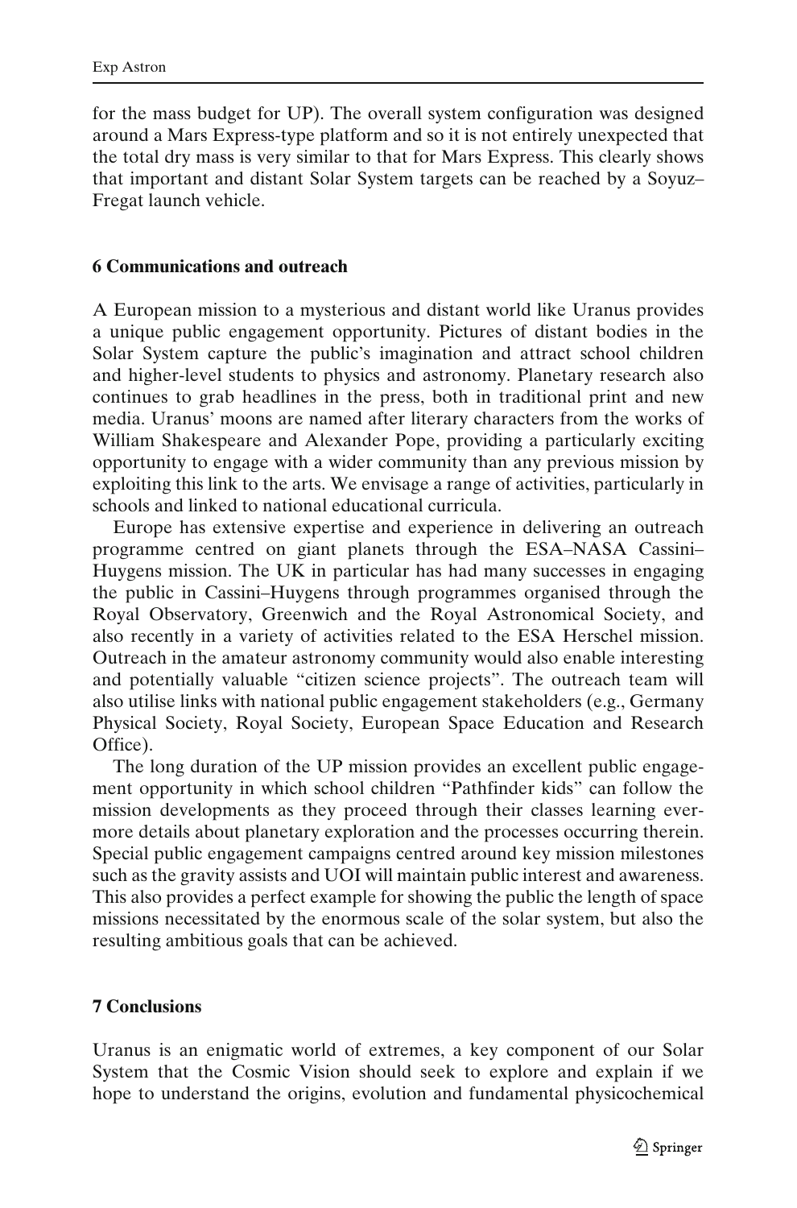for the mass budget for UP). The overall system configuration was designed around a Mars Express-type platform and so it is not entirely unexpected that the total dry mass is very similar to that for Mars Express. This clearly shows that important and distant Solar System targets can be reached by a Soyuz–Fregat launch vehicle.

## 6 Communications and outreach

A European mission to a mysterious and distant world like Uranus provides a unique public engagement opportunity. Pictures of distant bodies in the Solar System capture the public's imagination and attract school children and higher-level students to physics and astronomy. Planetary research also continues to grab headlines in the press, both in traditional print and new media. Uranus' moons are named after literary characters from the works of William Shakespeare and Alexander Pope, providing a particularly exciting opportunity to engage with a wider community than any previous mission by exploiting this link to the arts. We envisage a range of activities, particularly in schools and linked to national educational curricula.

Europe has extensive expertise and experience in delivering an outreach programme centred on giant planets through the ESA–NASA Cassini–Huygens mission. The UK in particular has had many successes in engaging the public in Cassini–Huygens through programmes organised through the Royal Observatory, Greenwich and the Royal Astronomical Society, and also recently in a variety of activities related to the ESA Herschel mission. Outreach in the amateur astronomy community would also enable interesting and potentially valuable "citizen science projects". The outreach team will also utilise links with national public engagement stakeholders (e.g., Germany Physical Society, Royal Society, European Space Education and Research Office).

The long duration of the UP mission provides an excellent public engagement opportunity in which school children "Pathfinder kids" can follow the mission developments as they proceed through their classes learning evermore details about planetary exploration and the processes occurring therein. Special public engagement campaigns centred around key mission milestones such as the gravity assists and UOI will maintain public interest and awareness. This also provides a perfect example for showing the public the length of space missions necessitated by the enormous scale of the solar system, but also the resulting ambitious goals that can be achieved.

## 7 Conclusions

Uranus is an enigmatic world of extremes, a key component of our Solar System that the Cosmic Vision should seek to explore and explain if we hope to understand the origins, evolution and fundamental physicochemical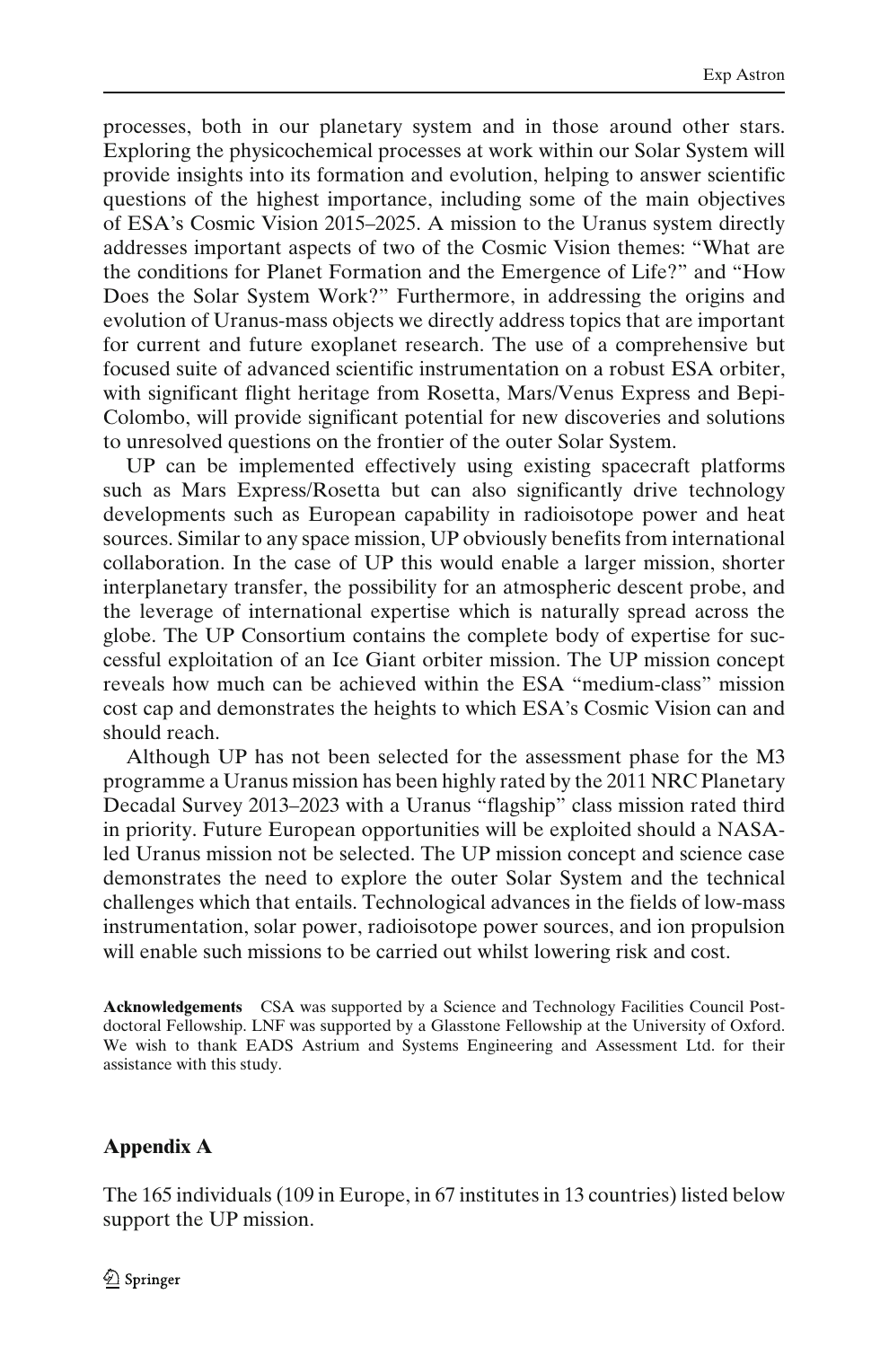processes, both in our planetary system and in those around other stars. Exploring the physicochemical processes at work within our Solar System will provide insights into its formation and evolution, helping to answer scientific questions of the highest importance, including some of the main objectives of ESA's Cosmic Vision 2015–2025. A mission to the Uranus system directly addresses important aspects of two of the Cosmic Vision themes: "What are the conditions for Planet Formation and the Emergence of Life?" and "How Does the Solar System Work?" Furthermore, in addressing the origins and evolution of Uranus-mass objects we directly address topics that are important for current and future exoplanet research. The use of a comprehensive but focused suite of advanced scientific instrumentation on a robust ESA orbiter, with significant flight heritage from Rosetta, Mars/Venus Express and Bepi-Colombo, will provide significant potential for new discoveries and solutions to unresolved questions on the frontier of the outer Solar System.

UP can be implemented effectively using existing spacecraft platforms such as Mars Express/Rosetta but can also significantly drive technology developments such as European capability in radioisotope power and heat sources. Similar to any space mission, UP obviously benefits from international collaboration. In the case of UP this would enable a larger mission, shorter interplanetary transfer, the possibility for an atmospheric descent probe, and the leverage of international expertise which is naturally spread across the globe. The UP Consortium contains the complete body of expertise for successful exploitation of an Ice Giant orbiter mission. The UP mission concept reveals how much can be achieved within the ESA "medium-class" mission cost cap and demonstrates the heights to which ESA's Cosmic Vision can and should reach.

Although UP has not been selected for the assessment phase for the M3 programme a Uranus mission has been highly rated by the 2011 NRC Planetary Decadal Survey 2013–2023 with a Uranus "flagship" class mission rated third in priority. Future European opportunities will be exploited should a NASA-led Uranus mission not be selected. The UP mission concept and science case demonstrates the need to explore the outer Solar System and the technical challenges which that entails. Technological advances in the fields of low-mass instrumentation, solar power, radioisotope power sources, and ion propulsion will enable such missions to be carried out whilst lowering risk and cost.

**Acknowledgements** CSA was supported by a Science and Technology Facilities Council Post-doctoral Fellowship. LNF was supported by a Glasstone Fellowship at the University of Oxford. We wish to thank EADS Astrium and Systems Engineering and Assessment Ltd. for their assistance with this study.

## Appendix A

The 165 individuals (109 in Europe, in 67 institutes in 13 countries) listed below support the UP mission.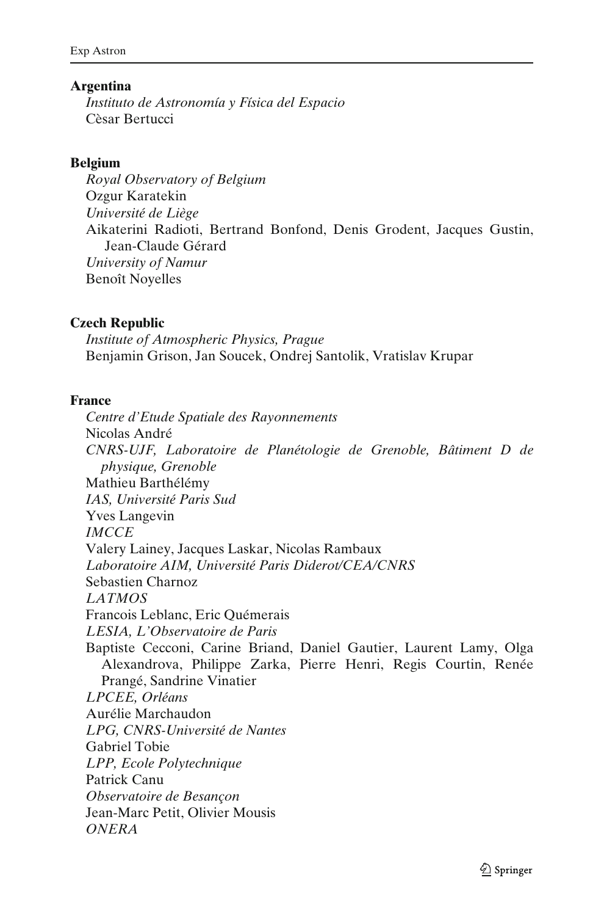**Argentina**

*Instituto de Astronomía y Física del Espacio*
Cèsar Bertucci

**Belgium**

*Royal Observatory of Belgium*
Ozgur Karatekin
*Université de Liège*
Aikaterini Radioti, Bertrand Bonfond, Denis Grodent, Jacques Gustin, Jean-Claude Gérard
*University of Namur*
Benoît Noyelles

**Czech Republic**

*Institute of Atmospheric Physics, Prague*
Benjamin Grison, Jan Soucek, Ondrej Santolik, Vratislav Krupar

**France**

*Centre d'Etude Spatiale des Rayonnements*
Nicolas André
*CNRS-UJF, Laboratoire de Planétologie de Grenoble, Bâtiment D de physique, Grenoble*
Mathieu Barthélémy
*IAS, Université Paris Sud*
Yves Langevin
*IMCCE*
Valery Lainey, Jacques Laskar, Nicolas Rambaux
*Laboratoire AIM, Université Paris Diderot/CEA/CNRS*
Sebastien Charnoz
*LATMOS*
Francois Leblanc, Eric Quémerais
*LESIA, L'Observatoire de Paris*
Baptiste Cecconi, Carine Briand, Daniel Gautier, Laurent Lamy, Olga Alexandrova, Philippe Zarka, Pierre Henri, Regis Courtin, Renée Prangé, Sandrine Vinatier
*LPCEE, Orléans*
Aurélie Marchaudon
*LPG, CNRS-Université de Nantes*
Gabriel Tobie
*LPP, Ecole Polytechnique*
Patrick Canu
*Observatoire de Besançon*
Jean-Marc Petit, Olivier Mousis
*ONERA*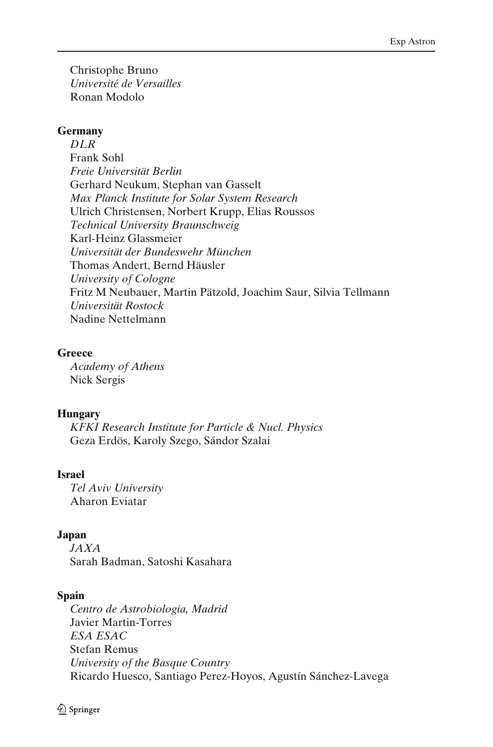Christophe Bruno
*Université de Versailles*
Ronan Modolo

**Germany**

*DLR*
Frank Sohl
*Freie Universität Berlin*
Gerhard Neukum, Stephan van Gasselt
*Max Planck Institute for Solar System Research*
Ulrich Christensen, Norbert Krupp, Elias Roussos
*Technical University Braunschweig*
Karl-Heinz Glassmeier
*Universität der Bundeswehr München*
Thomas Andert, Bernd Häusler
*University of Cologne*
Fritz M Neubauer, Martin Pätzold, Joachim Saur, Silvia Tellmann
*Universität Rostock*
Nadine Nettelmann

**Greece**

*Academy of Athens*
Nick Sergis

**Hungary**

*KFKI Research Institute for Particle & Nucl. Physics*
Geza Erdös, Karoly Szego, Sándor Szalai

**Israel**

*Tel Aviv University*
Aharon Eviatar

**Japan**

*JAXA*
Sarah Badman, Satoshi Kasahara

**Spain**

*Centro de Astrobiologia, Madrid*
Javier Martin-Torres
*ESA ESAC*
Stefan Remus
*University of the Basque Country*
Ricardo Huesco, Santiago Perez-Hoyos, Agustín Sánchez-Lavega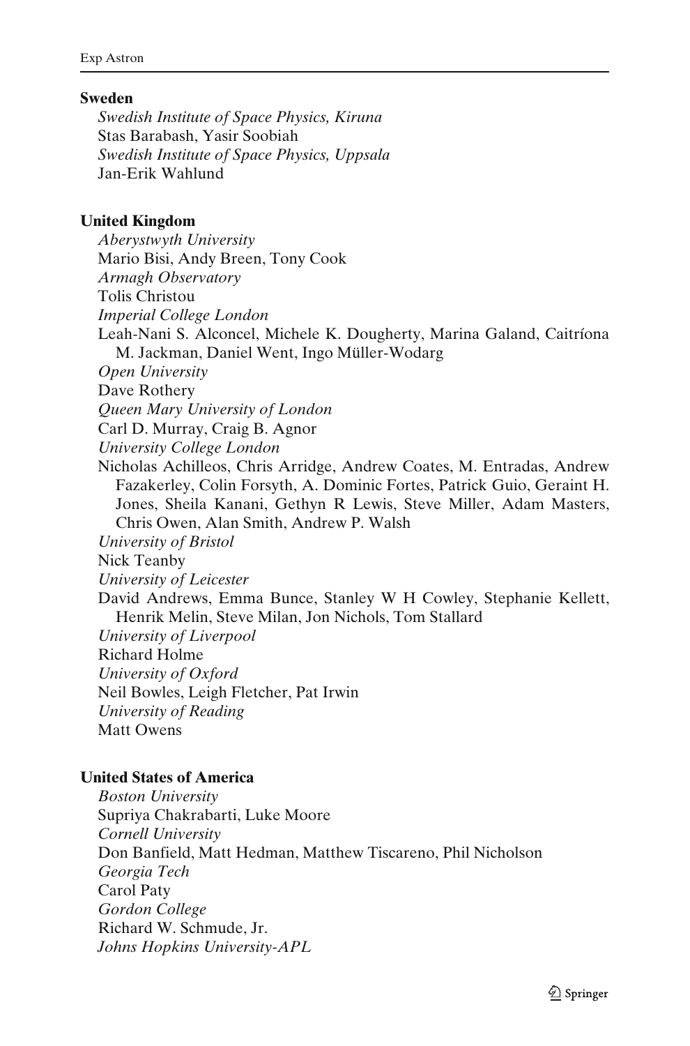**Sweden**

*Swedish Institute of Space Physics, Kiruna*
Stas Barabash, Yasir Soobiah
*Swedish Institute of Space Physics, Uppsala*
Jan-Erik Wahlund

**United Kingdom**

*Aberystwyth University*
Mario Bisi, Andy Breen, Tony Cook
*Armagh Observatory*
Tolis Christou
*Imperial College London*
Leah-Nani S. Alconcel, Michele K. Dougherty, Marina Galand, Caitríona M. Jackman, Daniel Went, Ingo Müller-Wodarg
*Open University*
Dave Rothery
*Queen Mary University of London*
Carl D. Murray, Craig B. Agnor
*University College London*
Nicholas Achilleos, Chris Arridge, Andrew Coates, M. Entradas, Andrew Fazakerley, Colin Forsyth, A. Dominic Fortes, Patrick Guio, Geraint H. Jones, Sheila Kanani, Gethyn R Lewis, Steve Miller, Adam Masters, Chris Owen, Alan Smith, Andrew P. Walsh
*University of Bristol*
Nick Teanby
*University of Leicester*
David Andrews, Emma Bunce, Stanley W H Cowley, Stephanie Kellett, Henrik Melin, Steve Milan, Jon Nichols, Tom Stallard
*University of Liverpool*
Richard Holme
*University of Oxford*
Neil Bowles, Leigh Fletcher, Pat Irwin
*University of Reading*
Matt Owens

**United States of America**

*Boston University*
Supriya Chakrabarti, Luke Moore
*Cornell University*
Don Banfield, Matt Hedman, Matthew Tiscareno, Phil Nicholson
*Georgia Tech*
Carol Paty
*Gordon College*
Richard W. Schmude, Jr.
*Johns Hopkins University-APL*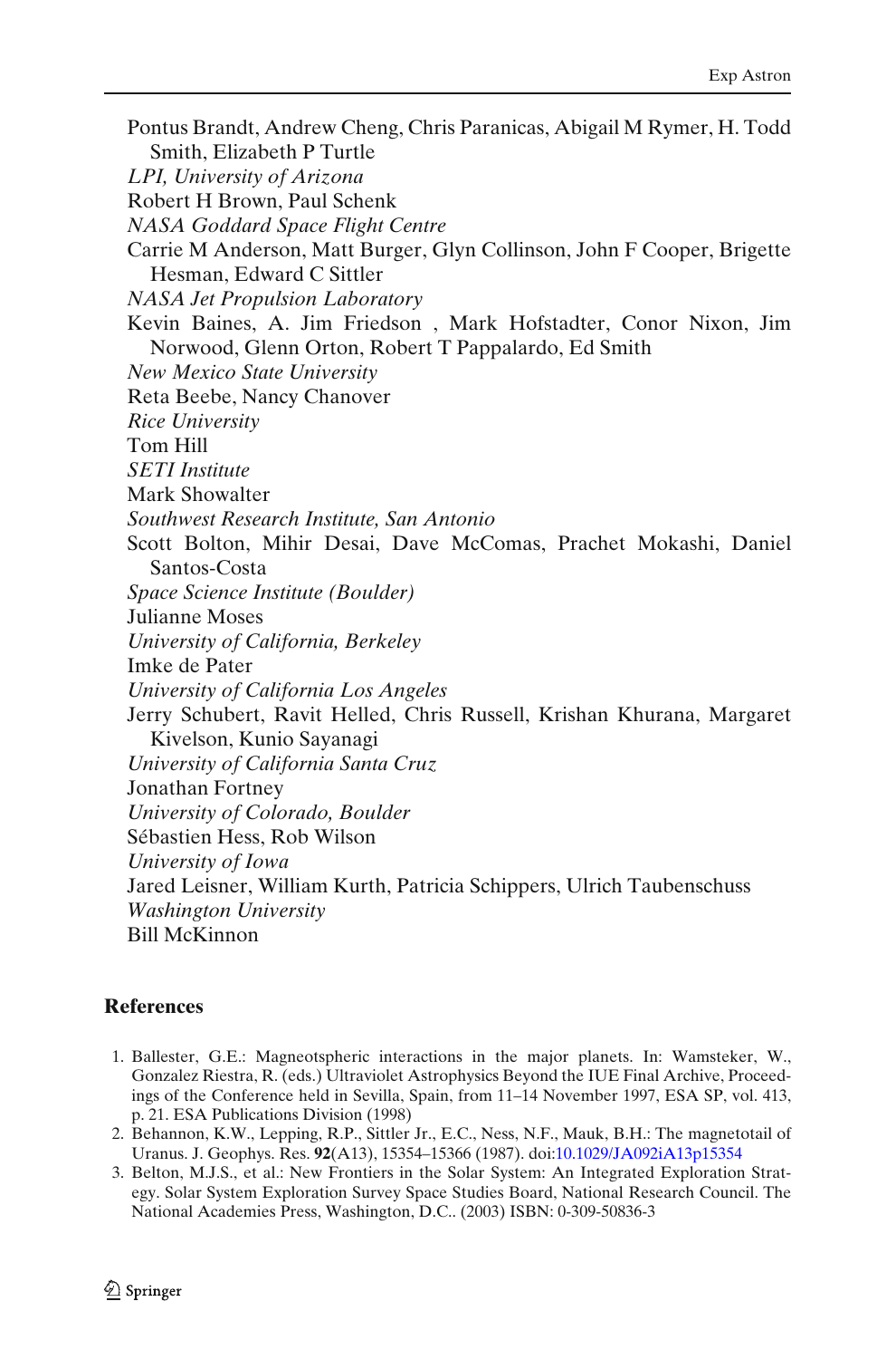Pontus Brandt, Andrew Cheng, Chris Paranicas, Abigail M Rymer, H. Todd Smith, Elizabeth P Turtle

*LPI, University of Arizona*

Robert H Brown, Paul Schenk

*NASA Goddard Space Flight Centre*

Carrie M Anderson, Matt Burger, Glyn Collinson, John F Cooper, Brigette Hesman, Edward C Sittler

*NASA Jet Propulsion Laboratory*

Kevin Baines, A. Jim Friedson , Mark Hofstadter, Conor Nixon, Jim Norwood, Glenn Orton, Robert T Pappalardo, Ed Smith

*New Mexico State University*

Reta Beebe, Nancy Chanover

*Rice University*

Tom Hill

*SETI Institute*

Mark Showalter

*Southwest Research Institute, San Antonio*

Scott Bolton, Mihir Desai, Dave McComas, Prachet Mokashi, Daniel Santos-Costa

*Space Science Institute (Boulder)*

Julianne Moses

*University of California, Berkeley*

Imke de Pater

*University of California Los Angeles*

Jerry Schubert, Ravit Helled, Chris Russell, Krishan Khurana, Margaret Kivelson, Kunio Sayanagi

*University of California Santa Cruz*

Jonathan Fortney

*University of Colorado, Boulder*

Sébastien Hess, Rob Wilson

*University of Iowa*

Jared Leisner, William Kurth, Patricia Schippers, Ulrich Taubenschuss

*Washington University*

Bill McKinnon

## References

1. Ballester, G.E.: Magneotspheric interactions in the major planets. In: Wamsteker, W., Gonzalez Riestra, R. (eds.) Ultraviolet Astrophysics Beyond the IUE Final Archive, Proceedings of the Conference held in Sevilla, Spain, from 11–14 November 1997, ESA SP, vol. 413, p. 21. ESA Publications Division (1998)
2. Behannon, K.W., Lepping, R.P., Sittler Jr., E.C., Ness, N.F., Mauk, B.H.: The magnetotail of Uranus. J. Geophys. Res. **92**(A13), 15354–15366 (1987). doi:10.1029/JA092iA13p15354
3. Belton, M.J.S., et al.: New Frontiers in the Solar System: An Integrated Exploration Strategy. Solar System Exploration Survey Space Studies Board, National Research Council. The National Academies Press, Washington, D.C.. (2003) ISBN: 0-309-50836-3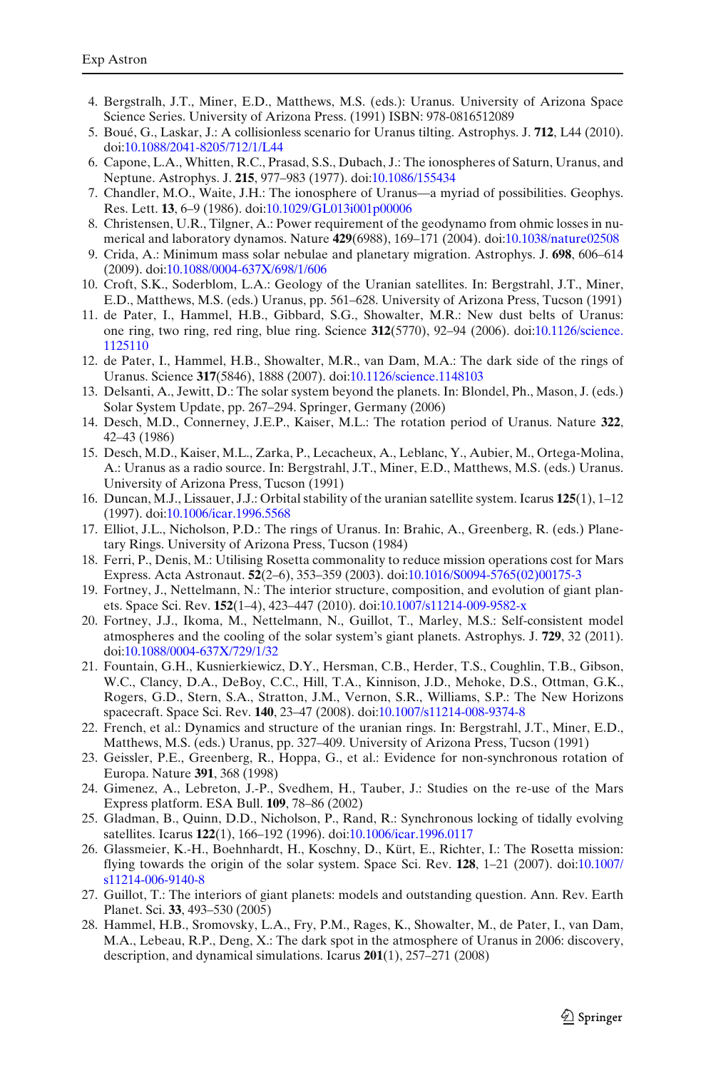4. Bergstralh, J.T., Miner, E.D., Matthews, M.S. (eds.): Uranus. University of Arizona Space Science Series. University of Arizona Press. (1991) ISBN: 978-0816512089
5. Boué, G., Laskar, J.: A collisionless scenario for Uranus tilting. Astrophys. J. **712**, L44 (2010). doi:10.1088/2041-8205/712/1/L44
6. Capone, L.A., Whitten, R.C., Prasad, S.S., Dubach, J.: The ionospheres of Saturn, Uranus, and Neptune. Astrophys. J. **215**, 977–983 (1977). doi:10.1086/155434
7. Chandler, M.O., Waite, J.H.: The ionosphere of Uranus—a myriad of possibilities. Geophys. Res. Lett. **13**, 6–9 (1986). doi:10.1029/GL013i001p00006
8. Christensen, U.R., Tilgner, A.: Power requirement of the geodynamo from ohmic losses in numerical and laboratory dynamos. Nature **429**(6988), 169–171 (2004). doi:10.1038/nature02508
9. Crida, A.: Minimum mass solar nebulae and planetary migration. Astrophys. J. **698**, 606–614 (2009). doi:10.1088/0004-637X/698/1/606
10. Croft, S.K., Soderblom, L.A.: Geology of the Uranian satellites. In: Bergstrahl, J.T., Miner, E.D., Matthews, M.S. (eds.) Uranus, pp. 561–628. University of Arizona Press, Tucson (1991)
11. de Pater, I., Hammel, H.B., Gibbard, S.G., Showalter, M.R.: New dust belts of Uranus: one ring, two ring, red ring, blue ring. Science **312**(5770), 92–94 (2006). doi:10.1126/science.1125110
12. de Pater, I., Hammel, H.B., Showalter, M.R., van Dam, M.A.: The dark side of the rings of Uranus. Science **317**(5846), 1888 (2007). doi:10.1126/science.1148103
13. Delsanti, A., Jewitt, D.: The solar system beyond the planets. In: Blondel, Ph., Mason, J. (eds.) Solar System Update, pp. 267–294. Springer, Germany (2006)
14. Desch, M.D., Connerney, J.E.P., Kaiser, M.L.: The rotation period of Uranus. Nature **322**, 42–43 (1986)
15. Desch, M.D., Kaiser, M.L., Zarka, P., Lecacheux, A., Leblanc, Y., Aubier, M., Ortega-Molina, A.: Uranus as a radio source. In: Bergstrahl, J.T., Miner, E.D., Matthews, M.S. (eds.) Uranus. University of Arizona Press, Tucson (1991)
16. Duncan, M.J., Lissauer, J.J.: Orbital stability of the uranian satellite system. Icarus **125**(1), 1–12 (1997). doi:10.1006/icar.1996.5568
17. Elliot, J.L., Nicholson, P.D.: The rings of Uranus. In: Brahic, A., Greenberg, R. (eds.) Planetary Rings. University of Arizona Press, Tucson (1984)
18. Ferri, P., Denis, M.: Utilising Rosetta commonality to reduce mission operations cost for Mars Express. Acta Astronaut. **52**(2–6), 353–359 (2003). doi:10.1016/S0094-5765(02)00175-3
19. Fortney, J., Nettelmann, N.: The interior structure, composition, and evolution of giant planets. Space Sci. Rev. **152**(1–4), 423–447 (2010). doi:10.1007/s11214-009-9582-x
20. Fortney, J.J., Ikoma, M., Nettelmann, N., Guillot, T., Marley, M.S.: Self-consistent model atmospheres and the cooling of the solar system's giant planets. Astrophys. J. **729**, 32 (2011). doi:10.1088/0004-637X/729/1/32
21. Fountain, G.H., Kusnierkiewicz, D.Y., Hersman, C.B., Herder, T.S., Coughlin, T.B., Gibson, W.C., Clancy, D.A., DeBoy, C.C., Hill, T.A., Kinnison, J.D., Mehoke, D.S., Ottman, G.K., Rogers, G.D., Stern, S.A., Stratton, J.M., Vernon, S.R., Williams, S.P.: The New Horizons spacecraft. Space Sci. Rev. **140**, 23–47 (2008). doi:10.1007/s11214-008-9374-8
22. French, et al.: Dynamics and structure of the uranian rings. In: Bergstrahl, J.T., Miner, E.D., Matthews, M.S. (eds.) Uranus, pp. 327–409. University of Arizona Press, Tucson (1991)
23. Geissler, P.E., Greenberg, R., Hoppa, G., et al.: Evidence for non-synchronous rotation of Europa. Nature **391**, 368 (1998)
24. Gimenez, A., Lebreton, J.-P., Svedhem, H., Tauber, J.: Studies on the re-use of the Mars Express platform. ESA Bull. **109**, 78–86 (2002)
25. Gladman, B., Quinn, D.D., Nicholson, P., Rand, R.: Synchronous locking of tidally evolving satellites. Icarus **122**(1), 166–192 (1996). doi:10.1006/icar.1996.0117
26. Glassmeier, K.-H., Boehnhardt, H., Koschny, D., Kürt, E., Richter, I.: The Rosetta mission: flying towards the origin of the solar system. Space Sci. Rev. **128**, 1–21 (2007). doi:10.1007/s11214-006-9140-8
27. Guillot, T.: The interiors of giant planets: models and outstanding question. Ann. Rev. Earth Planet. Sci. **33**, 493–530 (2005)
28. Hammel, H.B., Sromovsky, L.A., Fry, P.M., Rages, K., Showalter, M., de Pater, I., van Dam, M.A., Lebeau, R.P., Deng, X.: The dark spot in the atmosphere of Uranus in 2006: discovery, description, and dynamical simulations. Icarus **201**(1), 257–271 (2008)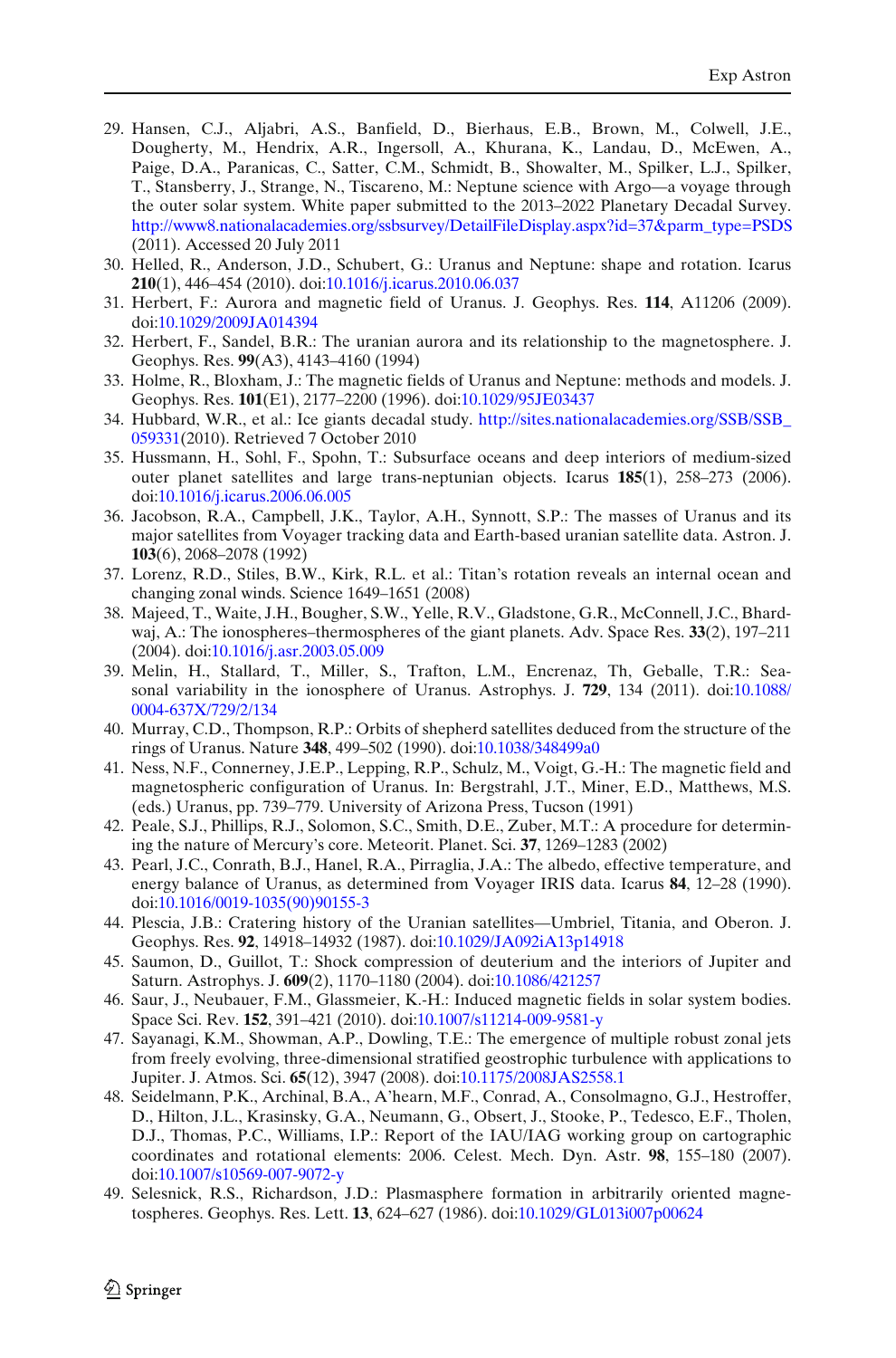29. Hansen, C.J., Aljabri, A.S., Banfield, D., Bierhaus, E.B., Brown, M., Colwell, J.E., Dougherty, M., Hendrix, A.R., Ingersoll, A., Khurana, K., Landau, D., McEwen, A., Paige, D.A., Paranicas, C., Satter, C.M., Schmidt, B., Showalter, M., Spilker, L.J., Spilker, T., Stansberry, J., Strange, N., Tiscareno, M.: Neptune science with Argo—a voyage through the outer solar system. White paper submitted to the 2013–2022 Planetary Decadal Survey. http://www8.nationalacademies.org/ssbsurvey/DetailFileDisplay.aspx?id=37&parm_type=PSDS (2011). Accessed 20 July 2011
30. Helled, R., Anderson, J.D., Schubert, G.: Uranus and Neptune: shape and rotation. Icarus **210**(1), 446–454 (2010). doi:10.1016/j.icarus.2010.06.037
31. Herbert, F.: Aurora and magnetic field of Uranus. J. Geophys. Res. **114**, A11206 (2009). doi:10.1029/2009JA014394
32. Herbert, F., Sandel, B.R.: The uranian aurora and its relationship to the magnetosphere. J. Geophys. Res. **99**(A3), 4143–4160 (1994)
33. Holme, R., Bloxham, J.: The magnetic fields of Uranus and Neptune: methods and models. J. Geophys. Res. **101**(E1), 2177–2200 (1996). doi:10.1029/95JE03437
34. Hubbard, W.R., et al.: Ice giants decadal study. http://sites.nationalacademies.org/SSB/SSB_059331(2010). Retrieved 7 October 2010
35. Hussmann, H., Sohl, F., Spohn, T.: Subsurface oceans and deep interiors of medium-sized outer planet satellites and large trans-neptunian objects. Icarus **185**(1), 258–273 (2006). doi:10.1016/j.icarus.2006.06.005
36. Jacobson, R.A., Campbell, J.K., Taylor, A.H., Synnott, S.P.: The masses of Uranus and its major satellites from Voyager tracking data and Earth-based uranian satellite data. Astron. J. **103**(6), 2068–2078 (1992)
37. Lorenz, R.D., Stiles, B.W., Kirk, R.L. et al.: Titan's rotation reveals an internal ocean and changing zonal winds. Science 1649–1651 (2008)
38. Majeed, T., Waite, J.H., Bougher, S.W., Yelle, R.V., Gladstone, G.R., McConnell, J.C., Bhardwaj, A.: The ionospheres–thermospheres of the giant planets. Adv. Space Res. **33**(2), 197–211 (2004). doi:10.1016/j.asr.2003.05.009
39. Melin, H., Stallard, T., Miller, S., Trafton, L.M., Encrenaz, Th, Geballe, T.R.: Seasonal variability in the ionosphere of Uranus. Astrophys. J. **729**, 134 (2011). doi:10.1088/0004-637X/729/2/134
40. Murray, C.D., Thompson, R.P.: Orbits of shepherd satellites deduced from the structure of the rings of Uranus. Nature **348**, 499–502 (1990). doi:10.1038/348499a0
41. Ness, N.F., Connerney, J.E.P., Lepping, R.P., Schulz, M., Voigt, G.-H.: The magnetic field and magnetospheric configuration of Uranus. In: Bergstrahl, J.T., Miner, E.D., Matthews, M.S. (eds.) Uranus, pp. 739–779. University of Arizona Press, Tucson (1991)
42. Peale, S.J., Phillips, R.J., Solomon, S.C., Smith, D.E., Zuber, M.T.: A procedure for determining the nature of Mercury's core. Meteorit. Planet. Sci. **37**, 1269–1283 (2002)
43. Pearl, J.C., Conrath, B.J., Hanel, R.A., Pirraglia, J.A.: The albedo, effective temperature, and energy balance of Uranus, as determined from Voyager IRIS data. Icarus **84**, 12–28 (1990). doi:10.1016/0019-1035(90)90155-3
44. Plescia, J.B.: Cratering history of the Uranian satellites—Umbriel, Titania, and Oberon. J. Geophys. Res. **92**, 14918–14932 (1987). doi:10.1029/JA092iA13p14918
45. Saumon, D., Guillot, T.: Shock compression of deuterium and the interiors of Jupiter and Saturn. Astrophys. J. **609**(2), 1170–1180 (2004). doi:10.1086/421257
46. Saur, J., Neubauer, F.M., Glassmeier, K.-H.: Induced magnetic fields in solar system bodies. Space Sci. Rev. **152**, 391–421 (2010). doi:10.1007/s11214-009-9581-y
47. Sayanagi, K.M., Showman, A.P., Dowling, T.E.: The emergence of multiple robust zonal jets from freely evolving, three-dimensional stratified geostrophic turbulence with applications to Jupiter. J. Atmos. Sci. **65**(12), 3947 (2008). doi:10.1175/2008JAS2558.1
48. Seidelmann, P.K., Archinal, B.A., A'hearn, M.F., Conrad, A., Consolmagno, G.J., Hestroffer, D., Hilton, J.L., Krasinsky, G.A., Neumann, G., Obsert, J., Stooke, P., Tedesco, E.F., Tholen, D.J., Thomas, P.C., Williams, I.P.: Report of the IAU/IAG working group on cartographic coordinates and rotational elements: 2006. Celest. Mech. Dyn. Astr. **98**, 155–180 (2007). doi:10.1007/s10569-007-9072-y
49. Selesnick, R.S., Richardson, J.D.: Plasmasphere formation in arbitrarily oriented magnetospheres. Geophys. Res. Lett. **13**, 624–627 (1986). doi:10.1029/GL013i007p00624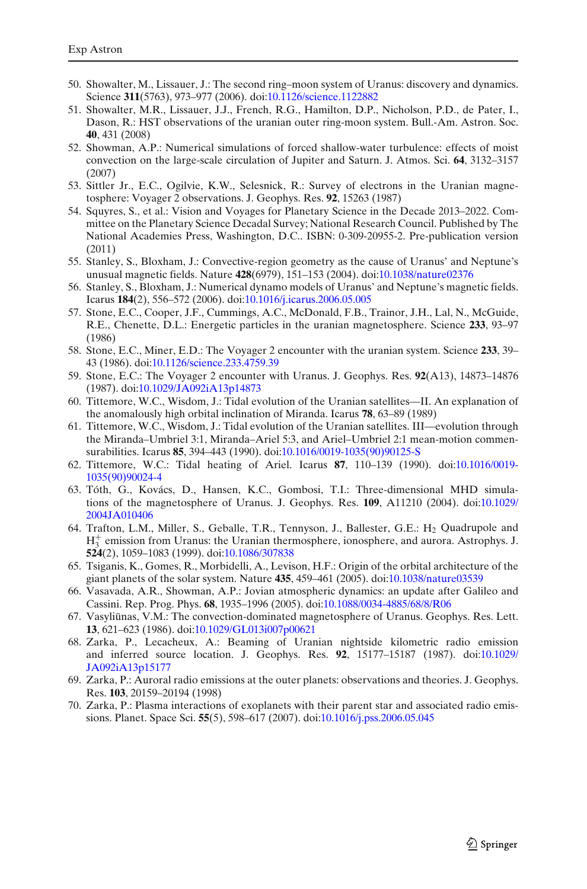50. Showalter, M., Lissauer, J.: The second ring–moon system of Uranus: discovery and dynamics. Science **311**(5763), 973–977 (2006). doi:10.1126/science.1122882
51. Showalter, M.R., Lissauer, J.J., French, R.G., Hamilton, D.P., Nicholson, P.D., de Pater, I., Dason, R.: HST observations of the uranian outer ring-moon system. Bull.-Am. Astron. Soc. **40**, 431 (2008)
52. Showman, A.P.: Numerical simulations of forced shallow-water turbulence: effects of moist convection on the large-scale circulation of Jupiter and Saturn. J. Atmos. Sci. **64**, 3132–3157 (2007)
53. Sittler Jr., E.C., Ogilvie, K.W., Selesnick, R.: Survey of electrons in the Uranian magnetosphere: Voyager 2 observations. J. Geophys. Res. **92**, 15263 (1987)
54. Squyres, S., et al.: Vision and Voyages for Planetary Science in the Decade 2013–2022. Committee on the Planetary Science Decadal Survey; National Research Council. Published by The National Academies Press, Washington, D.C.. ISBN: 0-309-20955-2. Pre-publication version (2011)
55. Stanley, S., Bloxham, J.: Convective-region geometry as the cause of Uranus' and Neptune's unusual magnetic fields. Nature **428**(6979), 151–153 (2004). doi:10.1038/nature02376
56. Stanley, S., Bloxham, J.: Numerical dynamo models of Uranus' and Neptune's magnetic fields. Icarus **184**(2), 556–572 (2006). doi:10.1016/j.icarus.2006.05.005
57. Stone, E.C., Cooper, J.F., Cummings, A.C., McDonald, F.B., Trainor, J.H., Lal, N., McGuide, R.E., Chenette, D.L.: Energetic particles in the uranian magnetosphere. Science **233**, 93–97 (1986)
58. Stone, E.C., Miner, E.D.: The Voyager 2 encounter with the uranian system. Science **233**, 39–43 (1986). doi:10.1126/science.233.4759.39
59. Stone, E.C.: The Voyager 2 encounter with Uranus. J. Geophys. Res. **92**(A13), 14873–14876 (1987). doi:10.1029/JA092iA13p14873
60. Tittemore, W.C., Wisdom, J.: Tidal evolution of the Uranian satellites—II. An explanation of the anomalously high orbital inclination of Miranda. Icarus **78**, 63–89 (1989)
61. Tittemore, W.C., Wisdom, J.: Tidal evolution of the Uranian satellites. III—evolution through the Miranda–Umbriel 3:1, Miranda–Ariel 5:3, and Ariel–Umbriel 2:1 mean-motion commensurabilities. Icarus **85**, 394–443 (1990). doi:10.1016/0019-1035(90)90125-S
62. Tittemore, W.C.: Tidal heating of Ariel. Icarus **87**, 110–139 (1990). doi:10.1016/0019-1035(90)90024-4
63. Tóth, G., Kovács, D., Hansen, K.C., Gombosi, T.I.: Three-dimensional MHD simulations of the magnetosphere of Uranus. J. Geophys. Res. **109**, A11210 (2004). doi:10.1029/2004JA010406
64. Trafton, L.M., Miller, S., Geballe, T.R., Tennyson, J., Ballester, G.E.: $H_2$ Quadrupole and $H_3^+$ emission from Uranus: the Uranian thermosphere, ionosphere, and aurora. Astrophys. J. **524**(2), 1059–1083 (1999). doi:10.1086/307838
65. Tsiganis, K., Gomes, R., Morbidelli, A., Levison, H.F.: Origin of the orbital architecture of the giant planets of the solar system. Nature **435**, 459–461 (2005). doi:10.1038/nature03539
66. Vasavada, A.R., Showman, A.P.: Jovian atmospheric dynamics: an update after Galileo and Cassini. Rep. Prog. Phys. **68**, 1935–1996 (2005). doi:10.1088/0034-4885/68/8/R06
67. Vasyliūnas, V.M.: The convection-dominated magnetosphere of Uranus. Geophys. Res. Lett. **13**, 621–623 (1986). doi:10.1029/GL013i007p00621
68. Zarka, P., Lecacheux, A.: Beaming of Uranian nightside kilometric radio emission and inferred source location. J. Geophys. Res. **92**, 15177–15187 (1987). doi:10.1029/JA092iA13p15177
69. Zarka, P.: Auroral radio emissions at the outer planets: observations and theories. J. Geophys. Res. **103**, 20159–20194 (1998)
70. Zarka, P.: Plasma interactions of exoplanets with their parent star and associated radio emissions. Planet. Space Sci. **55**(5), 598–617 (2007). doi:10.1016/j.pss.2006.05.045